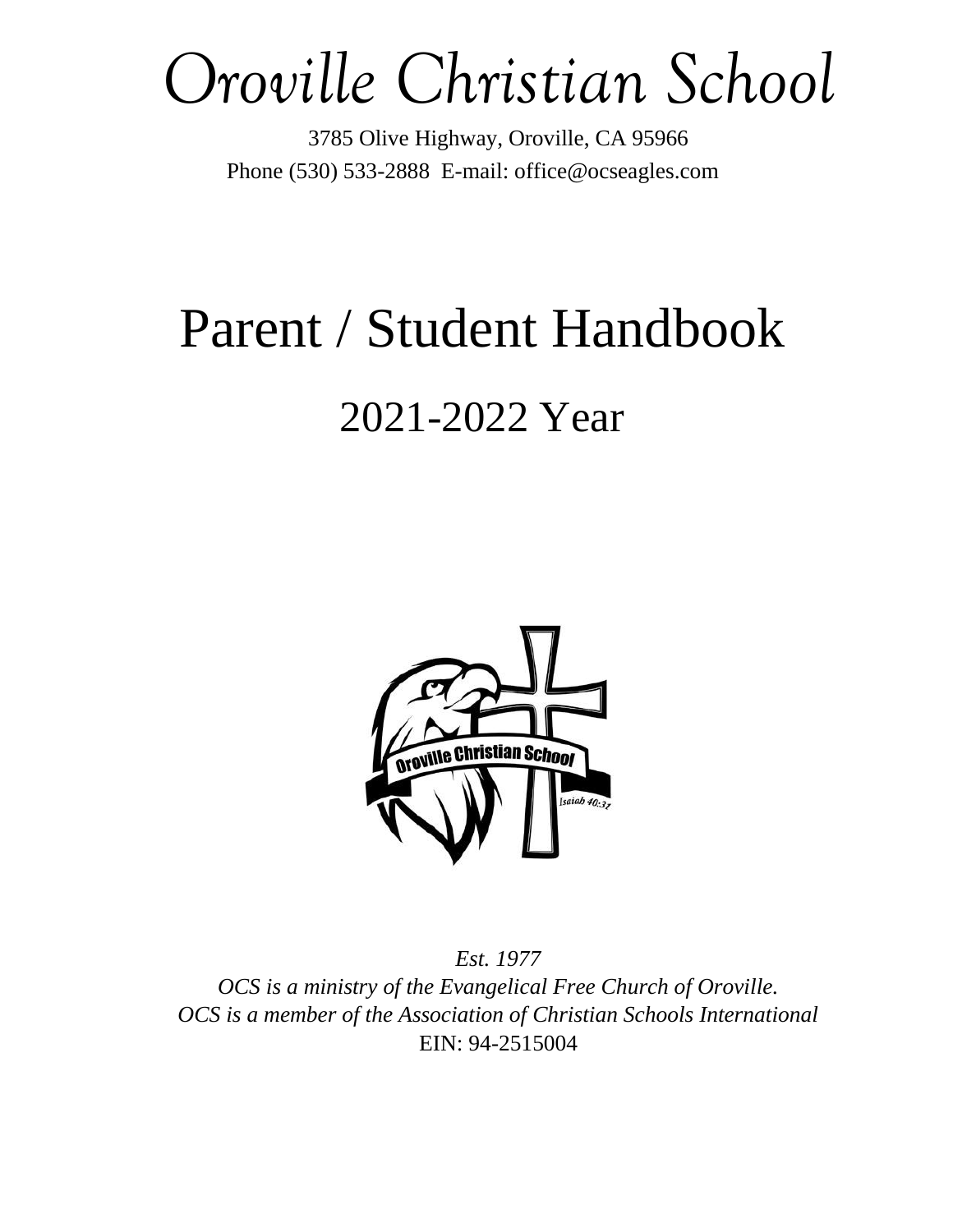# Oroville Christian School

3785 Olive Highway, Oroville, CA 95966
Phone (530) 533-2888 E-mail: office@ocseagles.com

# Parent / Student Handbook

## 2021-2022 Year

*Est. 1977*
*OCS is a ministry of the Evangelical Free Church of Oroville.*
*OCS is a member of the Association of Christian Schools International*
EIN: 94-2515004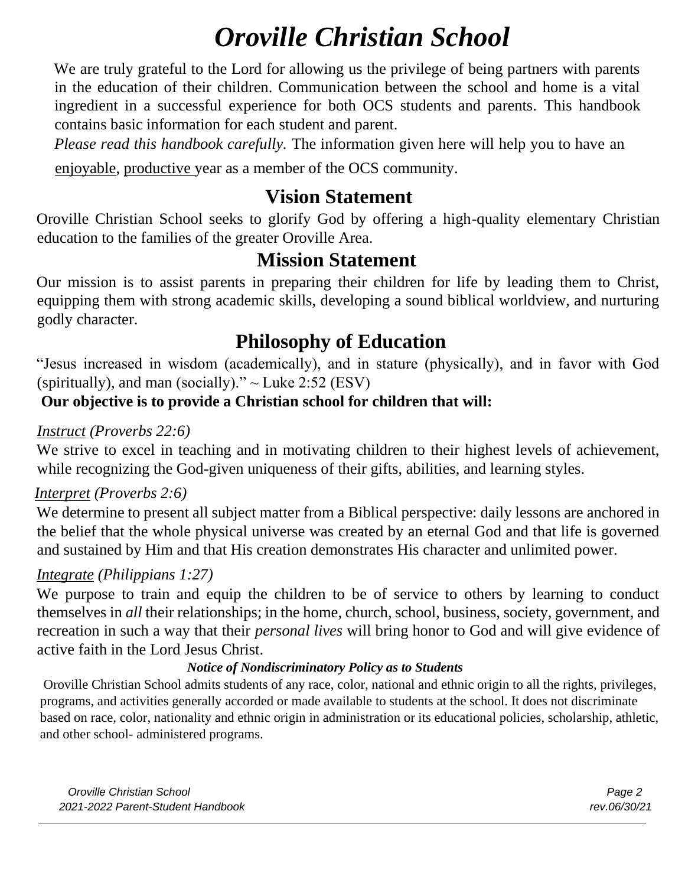# *Oroville Christian School*

We are truly grateful to the Lord for allowing us the privilege of being partners with parents in the education of their children. Communication between the school and home is a vital ingredient in a successful experience for both OCS students and parents. This handbook contains basic information for each student and parent.

*Please read this handbook carefully.* The information given here will help you to have an enjoyable, productive year as a member of the OCS community.

## Vision Statement

Oroville Christian School seeks to glorify God by offering a high-quality elementary Christian education to the families of the greater Oroville Area.

## Mission Statement

Our mission is to assist parents in preparing their children for life by leading them to Christ, equipping them with strong academic skills, developing a sound biblical worldview, and nurturing godly character.

## Philosophy of Education

"Jesus increased in wisdom (academically), and in stature (physically), and in favor with God (spiritually), and man (socially)." ~ Luke 2:52 (ESV)

**Our objective is to provide a Christian school for children that will:**

*Instruct (Proverbs 22:6)*

We strive to excel in teaching and in motivating children to their highest levels of achievement, while recognizing the God-given uniqueness of their gifts, abilities, and learning styles.

*Interpret (Proverbs 2:6)*

We determine to present all subject matter from a Biblical perspective: daily lessons are anchored in the belief that the whole physical universe was created by an eternal God and that life is governed and sustained by Him and that His creation demonstrates His character and unlimited power.

*Integrate (Philippians 1:27)*

We purpose to train and equip the children to be of service to others by learning to conduct themselves in *all* their relationships; in the home, church, school, business, society, government, and recreation in such a way that their *personal lives* will bring honor to God and will give evidence of active faith in the Lord Jesus Christ.

***Notice of Nondiscriminatory Policy as to Students***

Oroville Christian School admits students of any race, color, national and ethnic origin to all the rights, privileges, programs, and activities generally accorded or made available to students at the school. It does not discriminate based on race, color, nationality and ethnic origin in administration or its educational policies, scholarship, athletic, and other school- administered programs.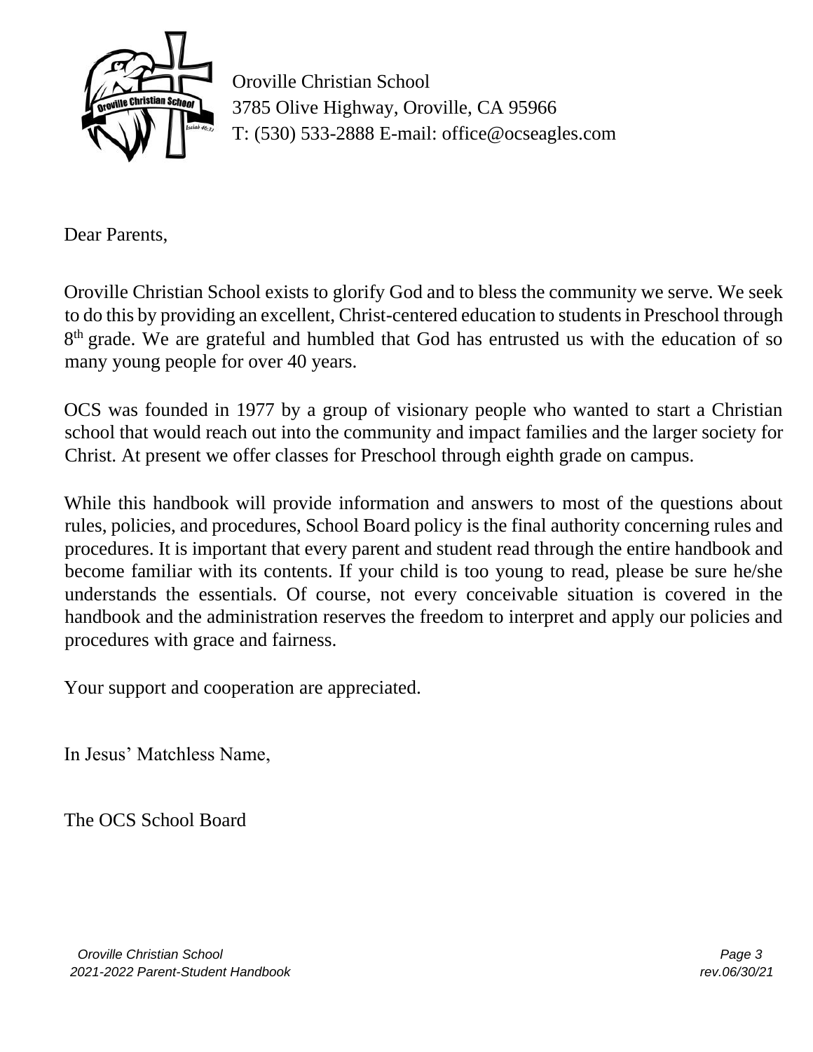Oroville Christian School
3785 Olive Highway, Oroville, CA 95966
T: (530) 533-2888 E-mail: office@ocseagles.com

Dear Parents,

Oroville Christian School exists to glorify God and to bless the community we serve. We seek to do this by providing an excellent, Christ-centered education to students in Preschool through 8th grade. We are grateful and humbled that God has entrusted us with the education of so many young people for over 40 years.

OCS was founded in 1977 by a group of visionary people who wanted to start a Christian school that would reach out into the community and impact families and the larger society for Christ. At present we offer classes for Preschool through eighth grade on campus.

While this handbook will provide information and answers to most of the questions about rules, policies, and procedures, School Board policy is the final authority concerning rules and procedures. It is important that every parent and student read through the entire handbook and become familiar with its contents. If your child is too young to read, please be sure he/she understands the essentials. Of course, not every conceivable situation is covered in the handbook and the administration reserves the freedom to interpret and apply our policies and procedures with grace and fairness.

Your support and cooperation are appreciated.

In Jesus' Matchless Name,

The OCS School Board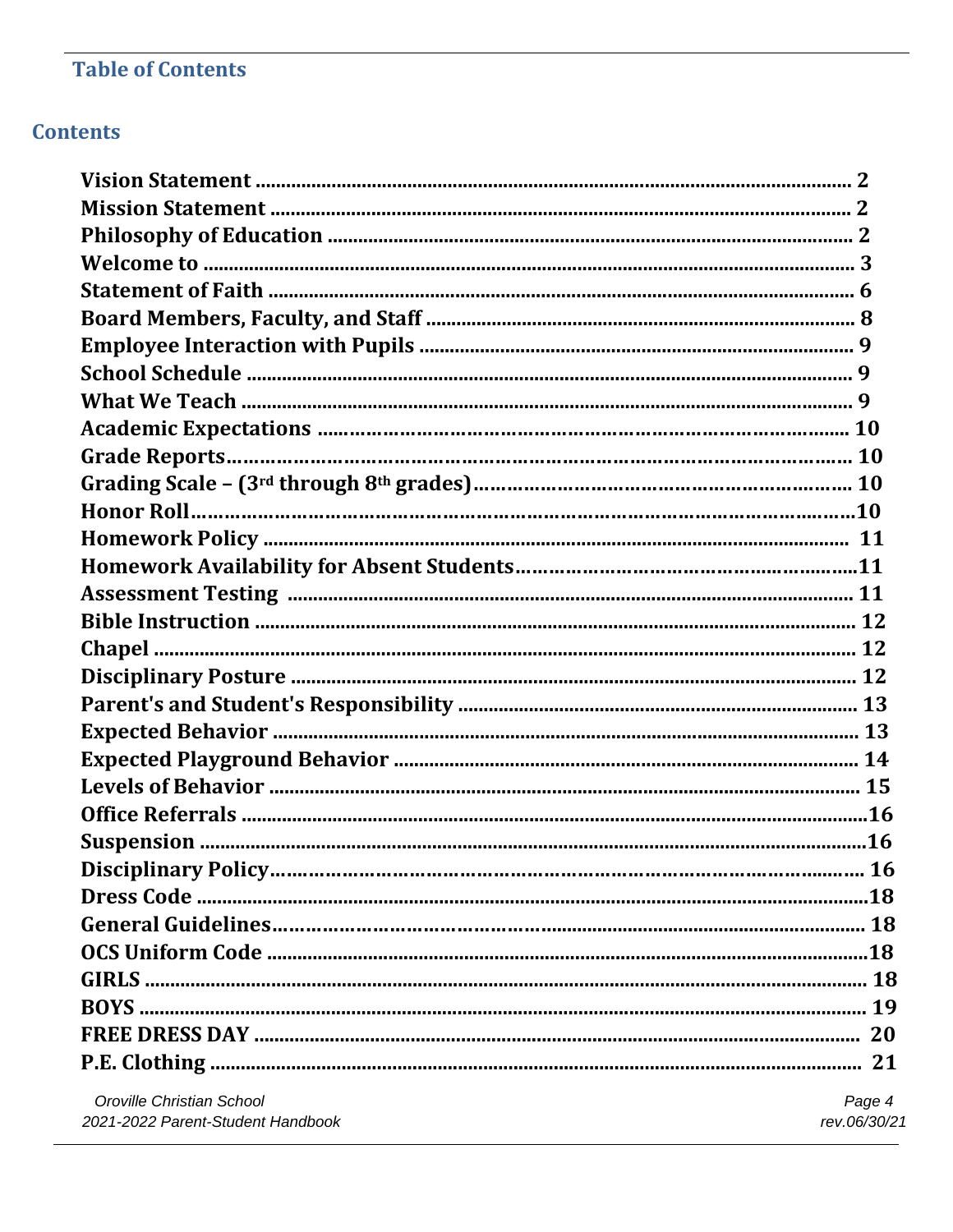## Table of Contents

### Contents

**Vision Statement** .......... 2
**Mission Statement** .......... 2
**Philosophy of Education** .......... 2
**Welcome to** .......... 3
**Statement of Faith** .......... 6
**Board Members, Faculty, and Staff** .......... 8
**Employee Interaction with Pupils** .......... 9
**School Schedule** .......... 9
**What We Teach** .......... 9
**Academic Expectations** .......... 10
**Grade Reports** .......... 10
**Grading Scale – (3rd through 8th grades)** .......... 10
**Honor Roll** .......... 10
**Homework Policy** .......... 11
**Homework Availability for Absent Students** .......... 11
**Assessment Testing** .......... 11
**Bible Instruction** .......... 12
**Chapel** .......... 12
**Disciplinary Posture** .......... 12
**Parent's and Student's Responsibility** .......... 13
**Expected Behavior** .......... 13
**Expected Playground Behavior** .......... 14
**Levels of Behavior** .......... 15
**Office Referrals** .......... 16
**Suspension** .......... 16
**Disciplinary Policy** .......... 16
**Dress Code** .......... 18
**General Guidelines** .......... 18
**OCS Uniform Code** .......... 18
**GIRLS** .......... 18
**BOYS** .......... 19
**FREE DRESS DAY** .......... 20
**P.E. Clothing** .......... 21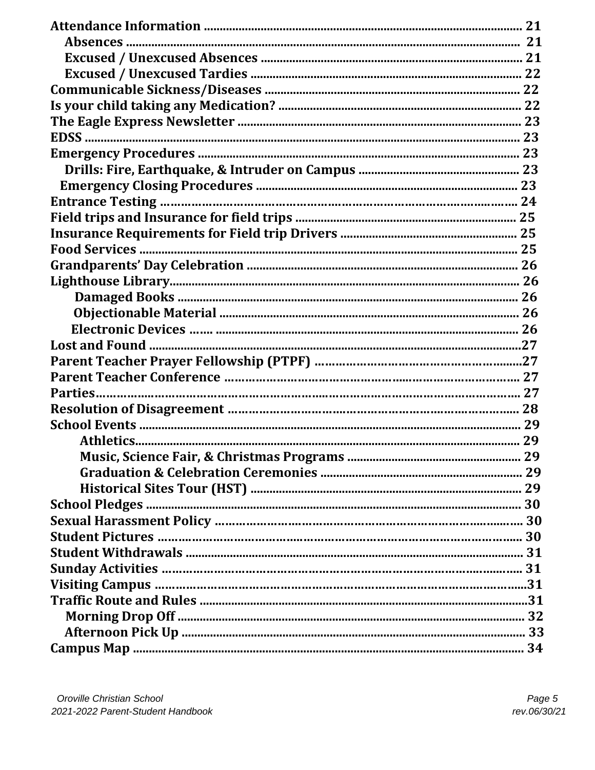**Attendance Information** .......... 21
- **Absences** .......... 21
- **Excused / Unexcused Absences** .......... 21
- **Excused / Unexcused Tardies** .......... 22

**Communicable Sickness/Diseases** .......... 22
**Is your child taking any Medication?** .......... 22
**The Eagle Express Newsletter** .......... 23
**EDSS** .......... 23
**Emergency Procedures** .......... 23
- **Drills: Fire, Earthquake, & Intruder on Campus** .......... 23
- **Emergency Closing Procedures** .......... 23

**Entrance Testing** .......... 24
**Field trips and Insurance for field trips** .......... 25
**Insurance Requirements for Field trip Drivers** .......... 25
**Food Services** .......... 25
**Grandparents' Day Celebration** .......... 26
**Lighthouse Library** .......... 26
- **Damaged Books** .......... 26
- **Objectionable Material** .......... 26
- **Electronic Devices** .......... 26

**Lost and Found** .......... 27
**Parent Teacher Prayer Fellowship (PTPF)** .......... 27
**Parent Teacher Conference** .......... 27
**Parties** .......... 27
**Resolution of Disagreement** .......... 28
**School Events** .......... 29
- **Athletics** .......... 29
- **Music, Science Fair, & Christmas Programs** .......... 29
- **Graduation & Celebration Ceremonies** .......... 29
- **Historical Sites Tour (HST)** .......... 29

**School Pledges** .......... 30
**Sexual Harassment Policy** .......... 30
**Student Pictures** .......... 30
**Student Withdrawals** .......... 31
**Sunday Activities** .......... 31
**Visiting Campus** .......... 31
**Traffic Route and Rules** .......... 31
- **Morning Drop Off** .......... 32
- **Afternoon Pick Up** .......... 33

**Campus Map** .......... 34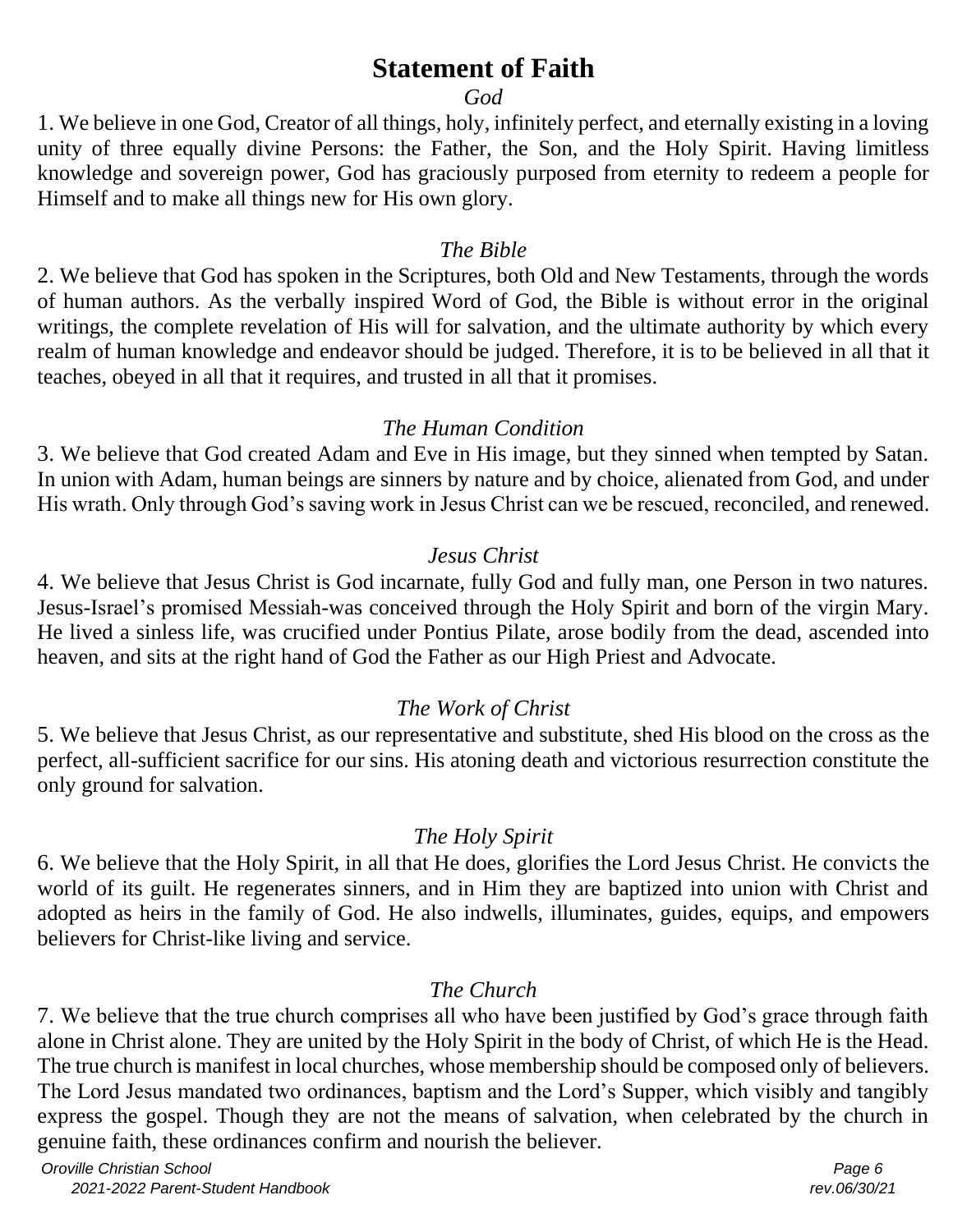# Statement of Faith

### *God*

1. We believe in one God, Creator of all things, holy, infinitely perfect, and eternally existing in a loving unity of three equally divine Persons: the Father, the Son, and the Holy Spirit. Having limitless knowledge and sovereign power, God has graciously purposed from eternity to redeem a people for Himself and to make all things new for His own glory.

### *The Bible*

2. We believe that God has spoken in the Scriptures, both Old and New Testaments, through the words of human authors. As the verbally inspired Word of God, the Bible is without error in the original writings, the complete revelation of His will for salvation, and the ultimate authority by which every realm of human knowledge and endeavor should be judged. Therefore, it is to be believed in all that it teaches, obeyed in all that it requires, and trusted in all that it promises.

### *The Human Condition*

3. We believe that God created Adam and Eve in His image, but they sinned when tempted by Satan. In union with Adam, human beings are sinners by nature and by choice, alienated from God, and under His wrath. Only through God's saving work in Jesus Christ can we be rescued, reconciled, and renewed.

### *Jesus Christ*

4. We believe that Jesus Christ is God incarnate, fully God and fully man, one Person in two natures. Jesus-Israel's promised Messiah-was conceived through the Holy Spirit and born of the virgin Mary. He lived a sinless life, was crucified under Pontius Pilate, arose bodily from the dead, ascended into heaven, and sits at the right hand of God the Father as our High Priest and Advocate.

### *The Work of Christ*

5. We believe that Jesus Christ, as our representative and substitute, shed His blood on the cross as the perfect, all-sufficient sacrifice for our sins. His atoning death and victorious resurrection constitute the only ground for salvation.

### *The Holy Spirit*

6. We believe that the Holy Spirit, in all that He does, glorifies the Lord Jesus Christ. He convicts the world of its guilt. He regenerates sinners, and in Him they are baptized into union with Christ and adopted as heirs in the family of God. He also indwells, illuminates, guides, equips, and empowers believers for Christ-like living and service.

### *The Church*

7. We believe that the true church comprises all who have been justified by God's grace through faith alone in Christ alone. They are united by the Holy Spirit in the body of Christ, of which He is the Head. The true church is manifest in local churches, whose membership should be composed only of believers. The Lord Jesus mandated two ordinances, baptism and the Lord's Supper, which visibly and tangibly express the gospel. Though they are not the means of salvation, when celebrated by the church in genuine faith, these ordinances confirm and nourish the believer.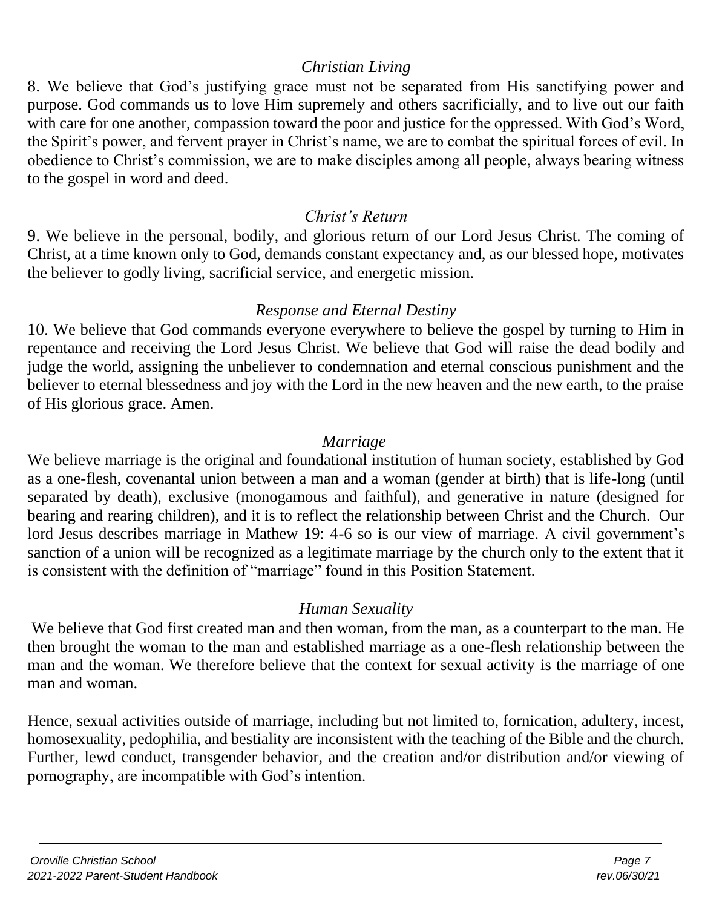*Christian Living*

8. We believe that God's justifying grace must not be separated from His sanctifying power and purpose. God commands us to love Him supremely and others sacrificially, and to live out our faith with care for one another, compassion toward the poor and justice for the oppressed. With God's Word, the Spirit's power, and fervent prayer in Christ's name, we are to combat the spiritual forces of evil. In obedience to Christ's commission, we are to make disciples among all people, always bearing witness to the gospel in word and deed.

*Christ's Return*

9. We believe in the personal, bodily, and glorious return of our Lord Jesus Christ. The coming of Christ, at a time known only to God, demands constant expectancy and, as our blessed hope, motivates the believer to godly living, sacrificial service, and energetic mission.

*Response and Eternal Destiny*

10. We believe that God commands everyone everywhere to believe the gospel by turning to Him in repentance and receiving the Lord Jesus Christ. We believe that God will raise the dead bodily and judge the world, assigning the unbeliever to condemnation and eternal conscious punishment and the believer to eternal blessedness and joy with the Lord in the new heaven and the new earth, to the praise of His glorious grace. Amen.

*Marriage*

We believe marriage is the original and foundational institution of human society, established by God as a one-flesh, covenantal union between a man and a woman (gender at birth) that is life-long (until separated by death), exclusive (monogamous and faithful), and generative in nature (designed for bearing and rearing children), and it is to reflect the relationship between Christ and the Church. Our lord Jesus describes marriage in Mathew 19: 4-6 so is our view of marriage. A civil government's sanction of a union will be recognized as a legitimate marriage by the church only to the extent that it is consistent with the definition of "marriage" found in this Position Statement.

*Human Sexuality*

We believe that God first created man and then woman, from the man, as a counterpart to the man. He then brought the woman to the man and established marriage as a one-flesh relationship between the man and the woman. We therefore believe that the context for sexual activity is the marriage of one man and woman.

Hence, sexual activities outside of marriage, including but not limited to, fornication, adultery, incest, homosexuality, pedophilia, and bestiality are inconsistent with the teaching of the Bible and the church. Further, lewd conduct, transgender behavior, and the creation and/or distribution and/or viewing of pornography, are incompatible with God's intention.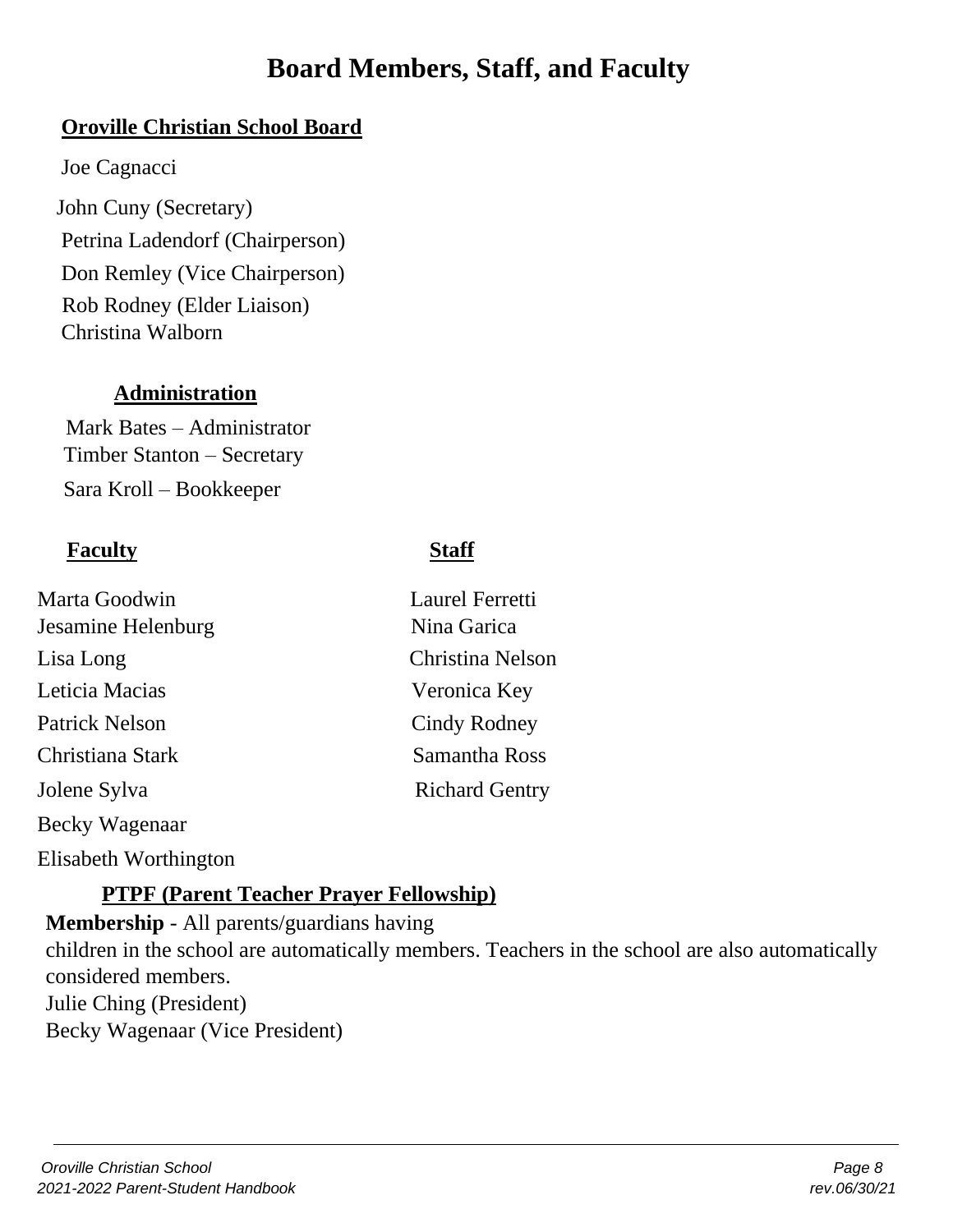# Board Members, Staff, and Faculty

## Oroville Christian School Board

Joe Cagnacci

John Cuny (Secretary)

Petrina Ladendorf (Chairperson)

Don Remley (Vice Chairperson)

Rob Rodney (Elder Liaison)

Christina Walborn

## Administration

Mark Bates – Administrator

Timber Stanton – Secretary

Sara Kroll – Bookkeeper

## Faculty

Marta Goodwin

Jesamine Helenburg

Lisa Long

Leticia Macias

Patrick Nelson

Christiana Stark

Jolene Sylva

Becky Wagenaar

Elisabeth Worthington

## Staff

Laurel Ferretti

Nina Garica

Christina Nelson

Veronica Key

Cindy Rodney

Samantha Ross

Richard Gentry

## PTPF (Parent Teacher Prayer Fellowship)

**Membership** - All parents/guardians having children in the school are automatically members. Teachers in the school are also automatically considered members.

Julie Ching (President)

Becky Wagenaar (Vice President)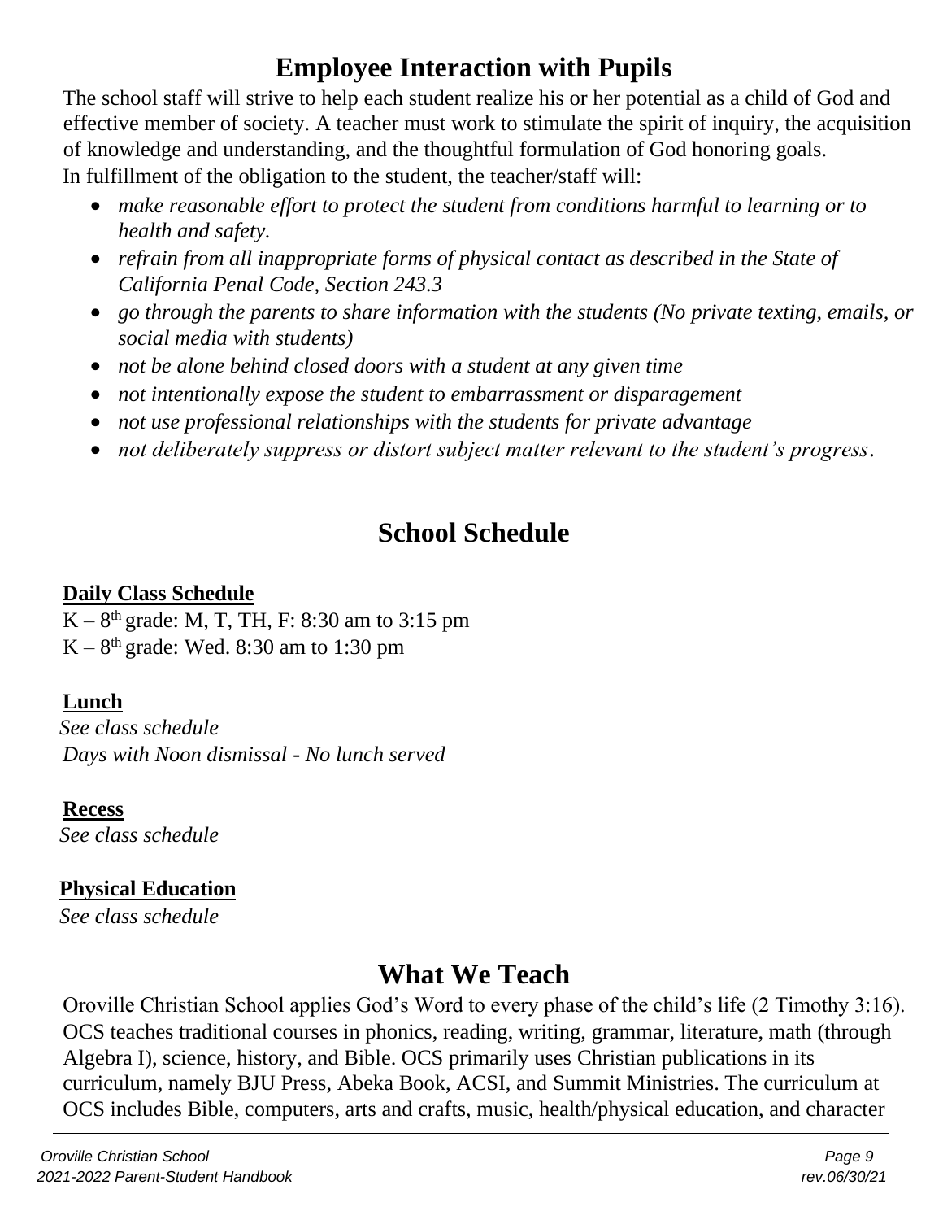# Employee Interaction with Pupils

The school staff will strive to help each student realize his or her potential as a child of God and effective member of society. A teacher must work to stimulate the spirit of inquiry, the acquisition of knowledge and understanding, and the thoughtful formulation of God honoring goals.
In fulfillment of the obligation to the student, the teacher/staff will:

- *make reasonable effort to protect the student from conditions harmful to learning or to health and safety.*
- *refrain from all inappropriate forms of physical contact as described in the State of California Penal Code, Section 243.3*
- *go through the parents to share information with the students (No private texting, emails, or social media with students)*
- *not be alone behind closed doors with a student at any given time*
- *not intentionally expose the student to embarrassment or disparagement*
- *not use professional relationships with the students for private advantage*
- *not deliberately suppress or distort subject matter relevant to the student's progress.*

# School Schedule

**Daily Class Schedule**

K – 8th grade: M, T, TH, F: 8:30 am to 3:15 pm
K – 8th grade: Wed. 8:30 am to 1:30 pm

**Lunch**

*See class schedule*
*Days with Noon dismissal - No lunch served*

**Recess**

*See class schedule*

**Physical Education**

*See class schedule*

# What We Teach

Oroville Christian School applies God's Word to every phase of the child's life (2 Timothy 3:16). OCS teaches traditional courses in phonics, reading, writing, grammar, literature, math (through Algebra I), science, history, and Bible. OCS primarily uses Christian publications in its curriculum, namely BJU Press, Abeka Book, ACSI, and Summit Ministries. The curriculum at OCS includes Bible, computers, arts and crafts, music, health/physical education, and character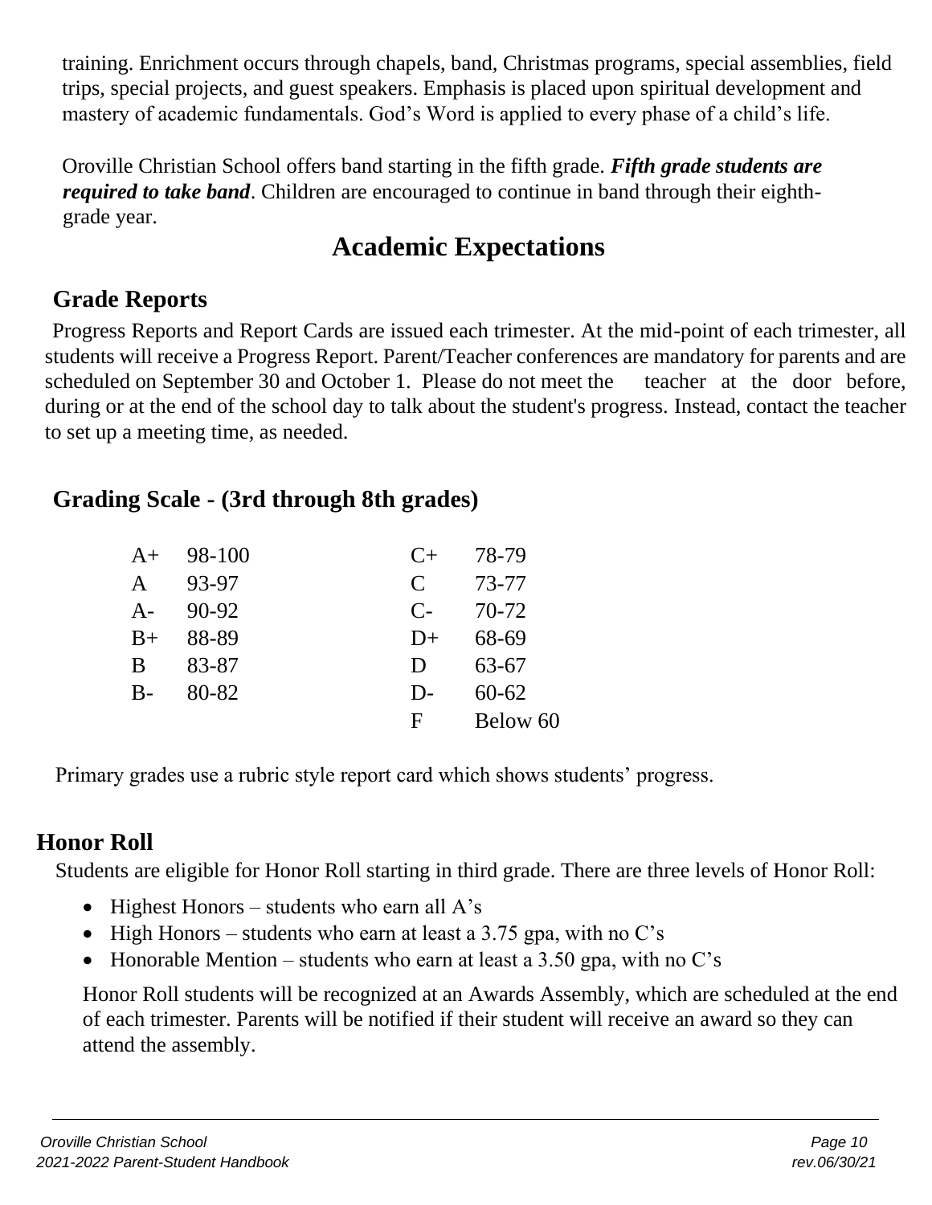training. Enrichment occurs through chapels, band, Christmas programs, special assemblies, field trips, special projects, and guest speakers. Emphasis is placed upon spiritual development and mastery of academic fundamentals. God's Word is applied to every phase of a child's life.

Oroville Christian School offers band starting in the fifth grade. ***Fifth grade students are required to take band***. Children are encouraged to continue in band through their eighth-grade year.

# Academic Expectations

## Grade Reports

Progress Reports and Report Cards are issued each trimester. At the mid-point of each trimester, all students will receive a Progress Report. Parent/Teacher conferences are mandatory for parents and are scheduled on September 30 and October 1. Please do not meet the teacher at the door before, during or at the end of the school day to talk about the student's progress. Instead, contact the teacher to set up a meeting time, as needed.

## Grading Scale - (3rd through 8th grades)

| Grade | Range | Grade | Range |
|---|---|---|---|
| A+ | 98-100 | C+ | 78-79 |
| A | 93-97 | C | 73-77 |
| A- | 90-92 | C- | 70-72 |
| B+ | 88-89 | D+ | 68-69 |
| B | 83-87 | D | 63-67 |
| B- | 80-82 | D- | 60-62 |
| | | F | Below 60 |

Primary grades use a rubric style report card which shows students' progress.

## Honor Roll

Students are eligible for Honor Roll starting in third grade. There are three levels of Honor Roll:

- Highest Honors – students who earn all A's
- High Honors – students who earn at least a 3.75 gpa, with no C's
- Honorable Mention – students who earn at least a 3.50 gpa, with no C's

Honor Roll students will be recognized at an Awards Assembly, which are scheduled at the end of each trimester. Parents will be notified if their student will receive an award so they can attend the assembly.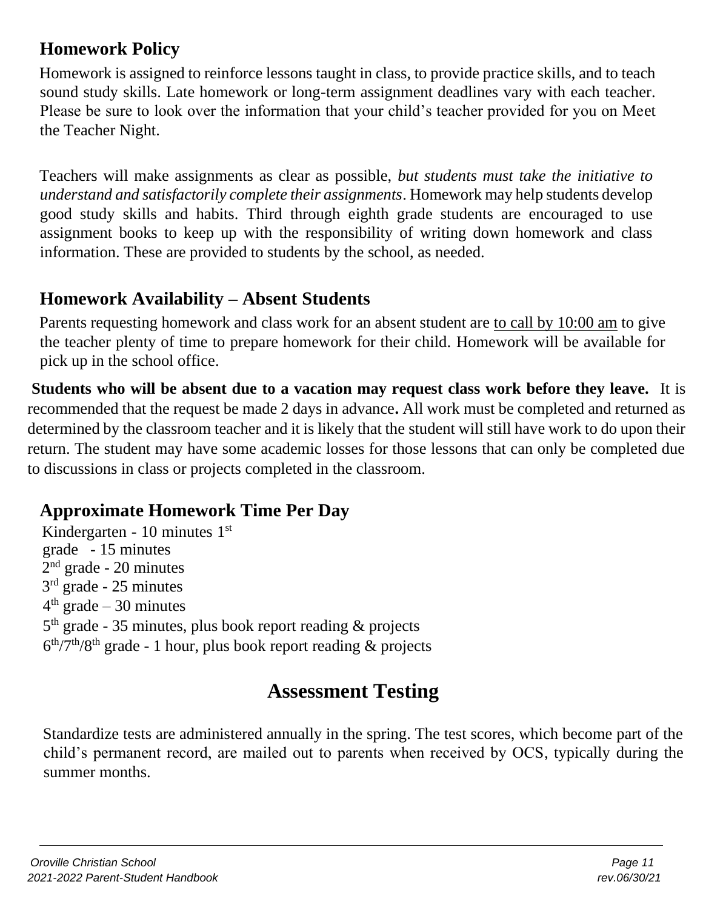## Homework Policy

Homework is assigned to reinforce lessons taught in class, to provide practice skills, and to teach sound study skills. Late homework or long-term assignment deadlines vary with each teacher. Please be sure to look over the information that your child's teacher provided for you on Meet the Teacher Night.

Teachers will make assignments as clear as possible, *but students must take the initiative to understand and satisfactorily complete their assignments*. Homework may help students develop good study skills and habits. Third through eighth grade students are encouraged to use assignment books to keep up with the responsibility of writing down homework and class information. These are provided to students by the school, as needed.

## Homework Availability – Absent Students

Parents requesting homework and class work for an absent student are <u>to call by 10:00 am</u> to give the teacher plenty of time to prepare homework for their child. Homework will be available for pick up in the school office.

**Students who will be absent due to a vacation may request class work before they leave.** It is recommended that the request be made 2 days in advance**.** All work must be completed and returned as determined by the classroom teacher and it is likely that the student will still have work to do upon their return. The student may have some academic losses for those lessons that can only be completed due to discussions in class or projects completed in the classroom.

## Approximate Homework Time Per Day

Kindergarten - 10 minutes
1st grade - 15 minutes
2nd grade - 20 minutes
3rd grade - 25 minutes
4th grade – 30 minutes
5th grade - 35 minutes, plus book report reading & projects
6th/7th/8th grade - 1 hour, plus book report reading & projects

# Assessment Testing

Standardize tests are administered annually in the spring. The test scores, which become part of the child's permanent record, are mailed out to parents when received by OCS, typically during the summer months.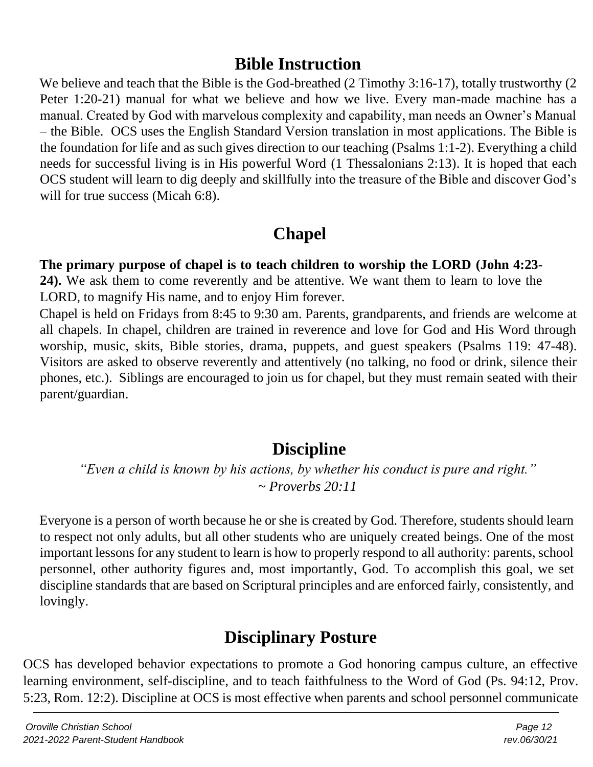# Bible Instruction

We believe and teach that the Bible is the God-breathed (2 Timothy 3:16-17), totally trustworthy (2 Peter 1:20-21) manual for what we believe and how we live. Every man-made machine has a manual. Created by God with marvelous complexity and capability, man needs an Owner's Manual – the Bible. OCS uses the English Standard Version translation in most applications. The Bible is the foundation for life and as such gives direction to our teaching (Psalms 1:1-2). Everything a child needs for successful living is in His powerful Word (1 Thessalonians 2:13). It is hoped that each OCS student will learn to dig deeply and skillfully into the treasure of the Bible and discover God's will for true success (Micah 6:8).

# Chapel

**The primary purpose of chapel is to teach children to worship the LORD (John 4:23-24).** We ask them to come reverently and be attentive. We want them to learn to love the LORD, to magnify His name, and to enjoy Him forever.

Chapel is held on Fridays from 8:45 to 9:30 am. Parents, grandparents, and friends are welcome at all chapels. In chapel, children are trained in reverence and love for God and His Word through worship, music, skits, Bible stories, drama, puppets, and guest speakers (Psalms 119: 47-48). Visitors are asked to observe reverently and attentively (no talking, no food or drink, silence their phones, etc.). Siblings are encouraged to join us for chapel, but they must remain seated with their parent/guardian.

# Discipline

*"Even a child is known by his actions, by whether his conduct is pure and right."*
*~ Proverbs 20:11*

Everyone is a person of worth because he or she is created by God. Therefore, students should learn to respect not only adults, but all other students who are uniquely created beings. One of the most important lessons for any student to learn is how to properly respond to all authority: parents, school personnel, other authority figures and, most importantly, God. To accomplish this goal, we set discipline standards that are based on Scriptural principles and are enforced fairly, consistently, and lovingly.

# Disciplinary Posture

OCS has developed behavior expectations to promote a God honoring campus culture, an effective learning environment, self-discipline, and to teach faithfulness to the Word of God (Ps. 94:12, Prov. 5:23, Rom. 12:2). Discipline at OCS is most effective when parents and school personnel communicate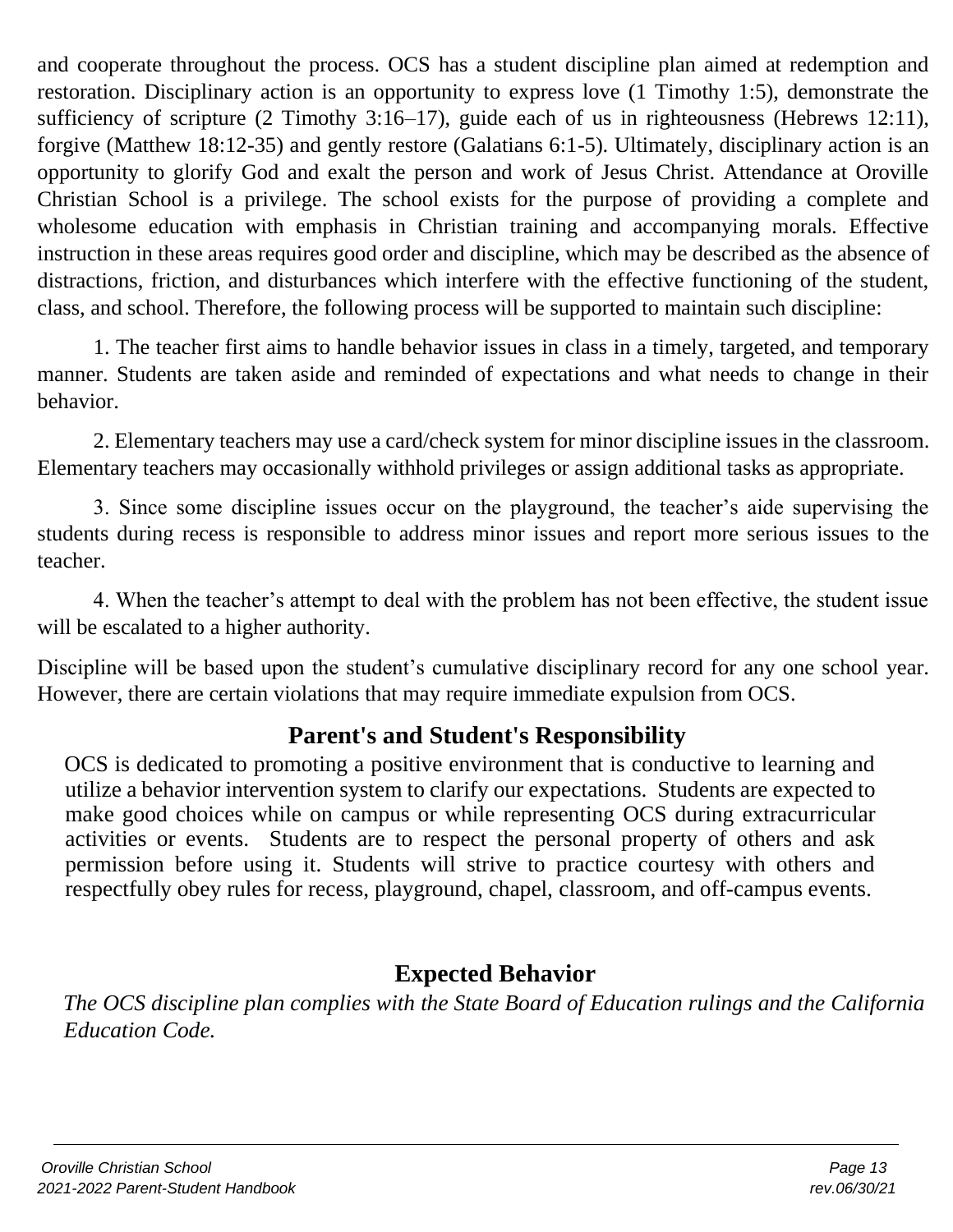and cooperate throughout the process. OCS has a student discipline plan aimed at redemption and restoration. Disciplinary action is an opportunity to express love (1 Timothy 1:5), demonstrate the sufficiency of scripture (2 Timothy 3:16–17), guide each of us in righteousness (Hebrews 12:11), forgive (Matthew 18:12-35) and gently restore (Galatians 6:1-5). Ultimately, disciplinary action is an opportunity to glorify God and exalt the person and work of Jesus Christ. Attendance at Oroville Christian School is a privilege. The school exists for the purpose of providing a complete and wholesome education with emphasis in Christian training and accompanying morals. Effective instruction in these areas requires good order and discipline, which may be described as the absence of distractions, friction, and disturbances which interfere with the effective functioning of the student, class, and school. Therefore, the following process will be supported to maintain such discipline:

1. The teacher first aims to handle behavior issues in class in a timely, targeted, and temporary manner. Students are taken aside and reminded of expectations and what needs to change in their behavior.

2. Elementary teachers may use a card/check system for minor discipline issues in the classroom. Elementary teachers may occasionally withhold privileges or assign additional tasks as appropriate.

3. Since some discipline issues occur on the playground, the teacher's aide supervising the students during recess is responsible to address minor issues and report more serious issues to the teacher.

4. When the teacher's attempt to deal with the problem has not been effective, the student issue will be escalated to a higher authority.

Discipline will be based upon the student's cumulative disciplinary record for any one school year. However, there are certain violations that may require immediate expulsion from OCS.

## Parent's and Student's Responsibility

OCS is dedicated to promoting a positive environment that is conductive to learning and utilize a behavior intervention system to clarify our expectations. Students are expected to make good choices while on campus or while representing OCS during extracurricular activities or events. Students are to respect the personal property of others and ask permission before using it. Students will strive to practice courtesy with others and respectfully obey rules for recess, playground, chapel, classroom, and off-campus events.

## Expected Behavior

*The OCS discipline plan complies with the State Board of Education rulings and the California Education Code.*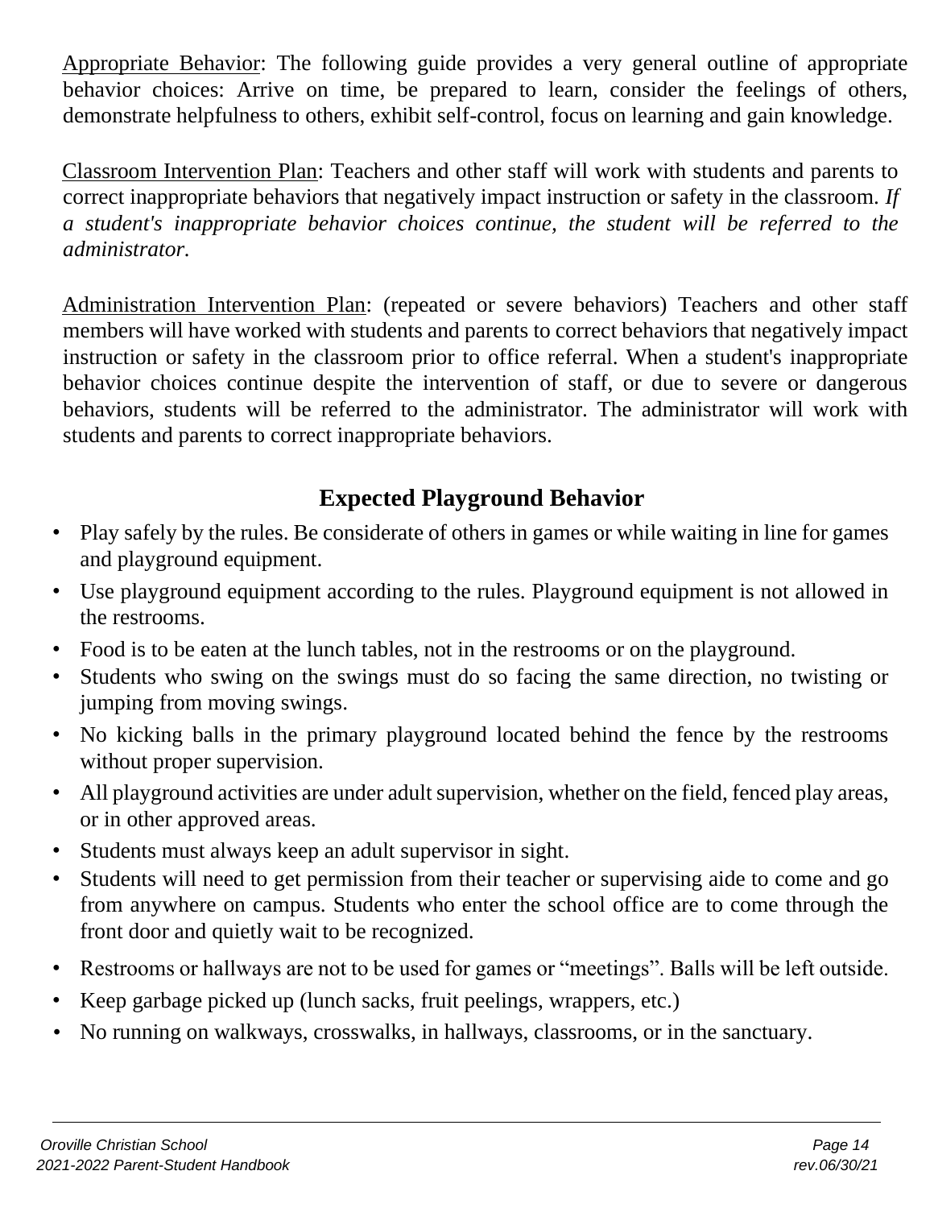<u>Appropriate Behavior</u>: The following guide provides a very general outline of appropriate behavior choices: Arrive on time, be prepared to learn, consider the feelings of others, demonstrate helpfulness to others, exhibit self-control, focus on learning and gain knowledge.

<u>Classroom Intervention Plan</u>: Teachers and other staff will work with students and parents to correct inappropriate behaviors that negatively impact instruction or safety in the classroom. *If a student's inappropriate behavior choices continue, the student will be referred to the administrator.*

<u>Administration Intervention Plan</u>: (repeated or severe behaviors) Teachers and other staff members will have worked with students and parents to correct behaviors that negatively impact instruction or safety in the classroom prior to office referral. When a student's inappropriate behavior choices continue despite the intervention of staff, or due to severe or dangerous behaviors, students will be referred to the administrator. The administrator will work with students and parents to correct inappropriate behaviors.

## Expected Playground Behavior

- Play safely by the rules. Be considerate of others in games or while waiting in line for games and playground equipment.
- Use playground equipment according to the rules. Playground equipment is not allowed in the restrooms.
- Food is to be eaten at the lunch tables, not in the restrooms or on the playground.
- Students who swing on the swings must do so facing the same direction, no twisting or jumping from moving swings.
- No kicking balls in the primary playground located behind the fence by the restrooms without proper supervision.
- All playground activities are under adult supervision, whether on the field, fenced play areas, or in other approved areas.
- Students must always keep an adult supervisor in sight.
- Students will need to get permission from their teacher or supervising aide to come and go from anywhere on campus. Students who enter the school office are to come through the front door and quietly wait to be recognized.
- Restrooms or hallways are not to be used for games or "meetings". Balls will be left outside.
- Keep garbage picked up (lunch sacks, fruit peelings, wrappers, etc.)
- No running on walkways, crosswalks, in hallways, classrooms, or in the sanctuary.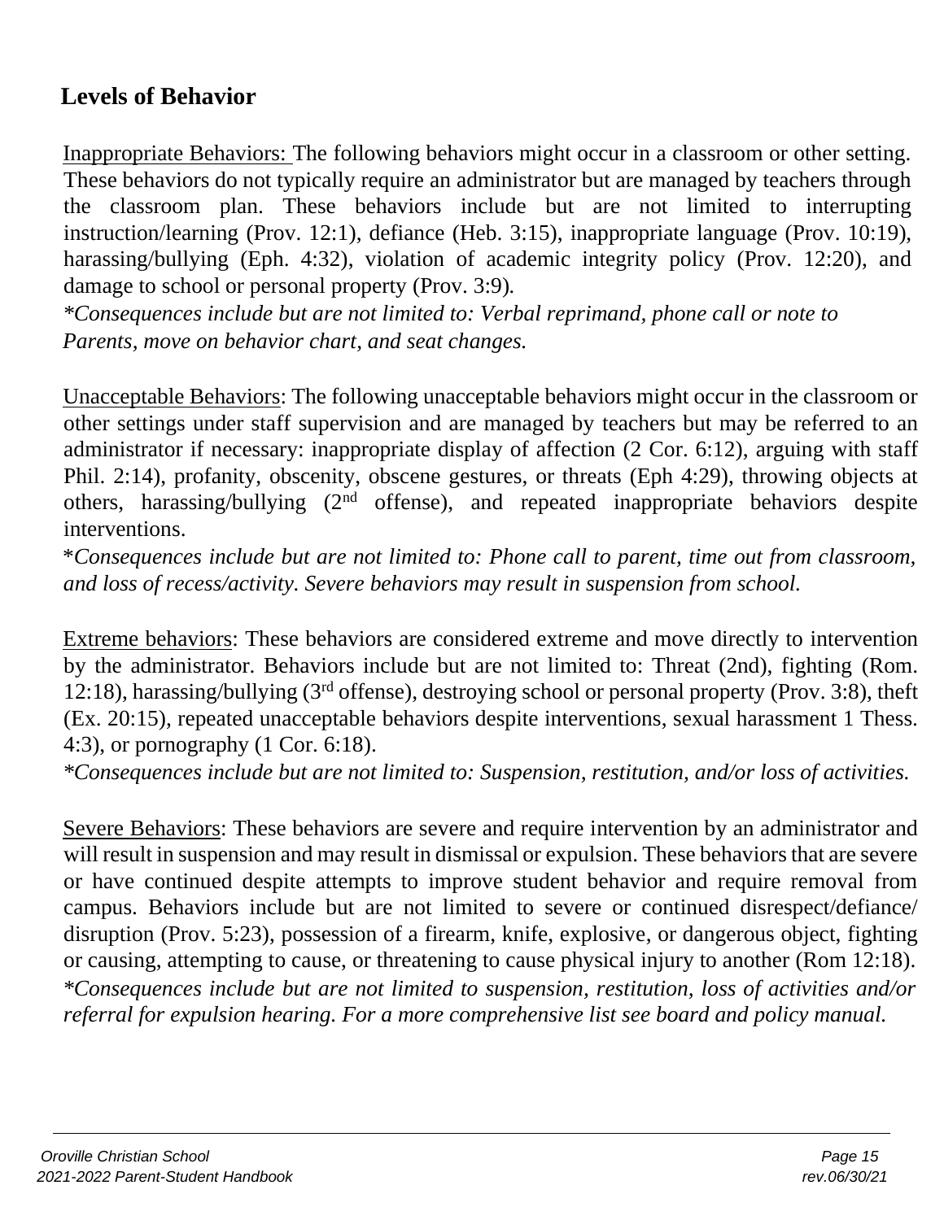## Levels of Behavior

Inappropriate Behaviors: The following behaviors might occur in a classroom or other setting. These behaviors do not typically require an administrator but are managed by teachers through the classroom plan. These behaviors include but are not limited to interrupting instruction/learning (Prov. 12:1), defiance (Heb. 3:15), inappropriate language (Prov. 10:19), harassing/bullying (Eph. 4:32), violation of academic integrity policy (Prov. 12:20), and damage to school or personal property (Prov. 3:9).

*\*Consequences include but are not limited to: Verbal reprimand, phone call or note to Parents, move on behavior chart, and seat changes.*

Unacceptable Behaviors: The following unacceptable behaviors might occur in the classroom or other settings under staff supervision and are managed by teachers but may be referred to an administrator if necessary: inappropriate display of affection (2 Cor. 6:12), arguing with staff Phil. 2:14), profanity, obscenity, obscene gestures, or threats (Eph 4:29), throwing objects at others, harassing/bullying (2nd offense), and repeated inappropriate behaviors despite interventions.

*\*Consequences include but are not limited to: Phone call to parent, time out from classroom, and loss of recess/activity. Severe behaviors may result in suspension from school.*

Extreme behaviors: These behaviors are considered extreme and move directly to intervention by the administrator. Behaviors include but are not limited to: Threat (2nd), fighting (Rom. 12:18), harassing/bullying (3rd offense), destroying school or personal property (Prov. 3:8), theft (Ex. 20:15), repeated unacceptable behaviors despite interventions, sexual harassment 1 Thess. 4:3), or pornography (1 Cor. 6:18).

*\*Consequences include but are not limited to: Suspension, restitution, and/or loss of activities.*

Severe Behaviors: These behaviors are severe and require intervention by an administrator and will result in suspension and may result in dismissal or expulsion. These behaviors that are severe or have continued despite attempts to improve student behavior and require removal from campus. Behaviors include but are not limited to severe or continued disrespect/defiance/ disruption (Prov. 5:23), possession of a firearm, knife, explosive, or dangerous object, fighting or causing, attempting to cause, or threatening to cause physical injury to another (Rom 12:18).

*\*Consequences include but are not limited to suspension, restitution, loss of activities and/or referral for expulsion hearing. For a more comprehensive list see board and policy manual.*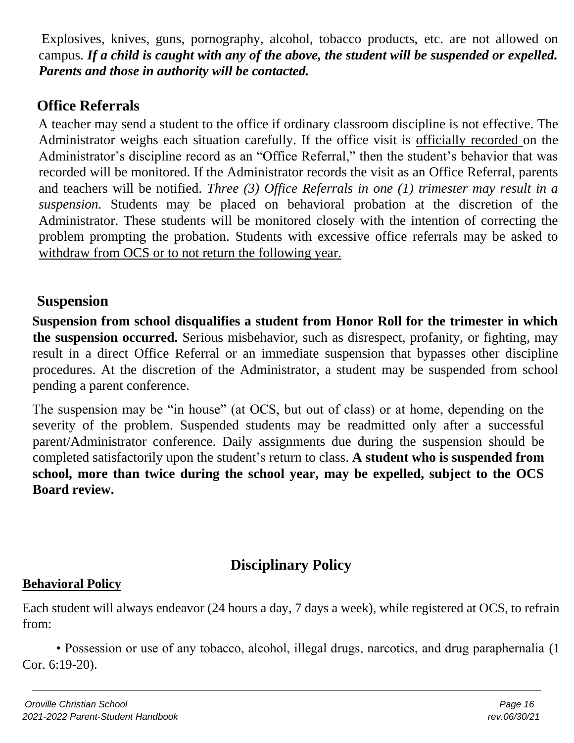Explosives, knives, guns, pornography, alcohol, tobacco products, etc. are not allowed on campus. ***If a child is caught with any of the above, the student will be suspended or expelled. Parents and those in authority will be contacted.***

## Office Referrals

A teacher may send a student to the office if ordinary classroom discipline is not effective. The Administrator weighs each situation carefully. If the office visit is officially recorded on the Administrator's discipline record as an "Office Referral," then the student's behavior that was recorded will be monitored. If the Administrator records the visit as an Office Referral, parents and teachers will be notified. *Three (3) Office Referrals in one (1) trimester may result in a suspension.* Students may be placed on behavioral probation at the discretion of the Administrator. These students will be monitored closely with the intention of correcting the problem prompting the probation. Students with excessive office referrals may be asked to withdraw from OCS or to not return the following year.

## Suspension

**Suspension from school disqualifies a student from Honor Roll for the trimester in which the suspension occurred.** Serious misbehavior, such as disrespect, profanity, or fighting, may result in a direct Office Referral or an immediate suspension that bypasses other discipline procedures. At the discretion of the Administrator, a student may be suspended from school pending a parent conference.

The suspension may be "in house" (at OCS, but out of class) or at home, depending on the severity of the problem. Suspended students may be readmitted only after a successful parent/Administrator conference. Daily assignments due during the suspension should be completed satisfactorily upon the student's return to class. **A student who is suspended from school, more than twice during the school year, may be expelled, subject to the OCS Board review.**

# Disciplinary Policy

### Behavioral Policy

Each student will always endeavor (24 hours a day, 7 days a week), while registered at OCS, to refrain from:

- Possession or use of any tobacco, alcohol, illegal drugs, narcotics, and drug paraphernalia (1 Cor. 6:19-20).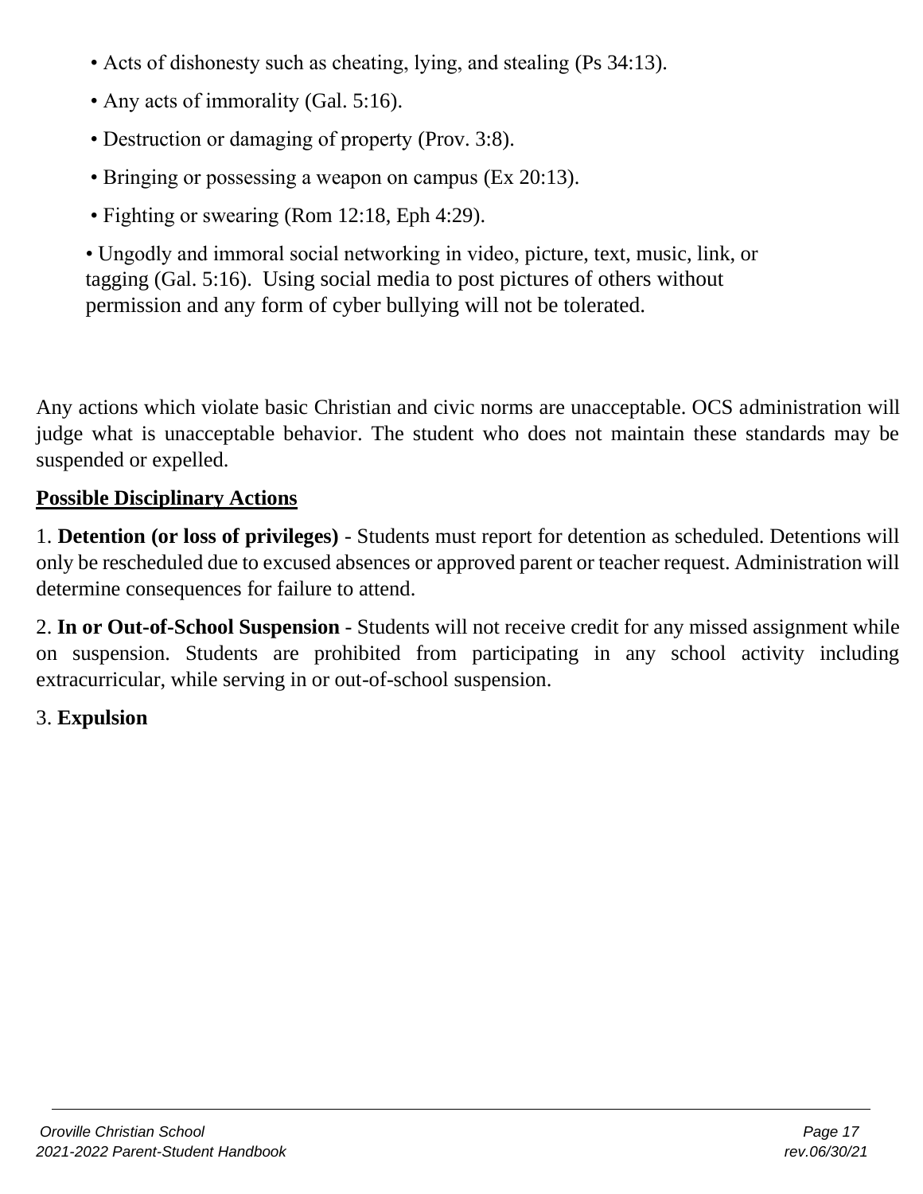- Acts of dishonesty such as cheating, lying, and stealing (Ps 34:13).
- Any acts of immorality (Gal. 5:16).
- Destruction or damaging of property (Prov. 3:8).
- Bringing or possessing a weapon on campus (Ex 20:13).
- Fighting or swearing (Rom 12:18, Eph 4:29).
- Ungodly and immoral social networking in video, picture, text, music, link, or tagging (Gal. 5:16). Using social media to post pictures of others without permission and any form of cyber bullying will not be tolerated.

Any actions which violate basic Christian and civic norms are unacceptable. OCS administration will judge what is unacceptable behavior. The student who does not maintain these standards may be suspended or expelled.

**Possible Disciplinary Actions**

1. **Detention (or loss of privileges)** - Students must report for detention as scheduled. Detentions will only be rescheduled due to excused absences or approved parent or teacher request. Administration will determine consequences for failure to attend.

2. **In or Out-of-School Suspension** - Students will not receive credit for any missed assignment while on suspension. Students are prohibited from participating in any school activity including extracurricular, while serving in or out-of-school suspension.

3. **Expulsion**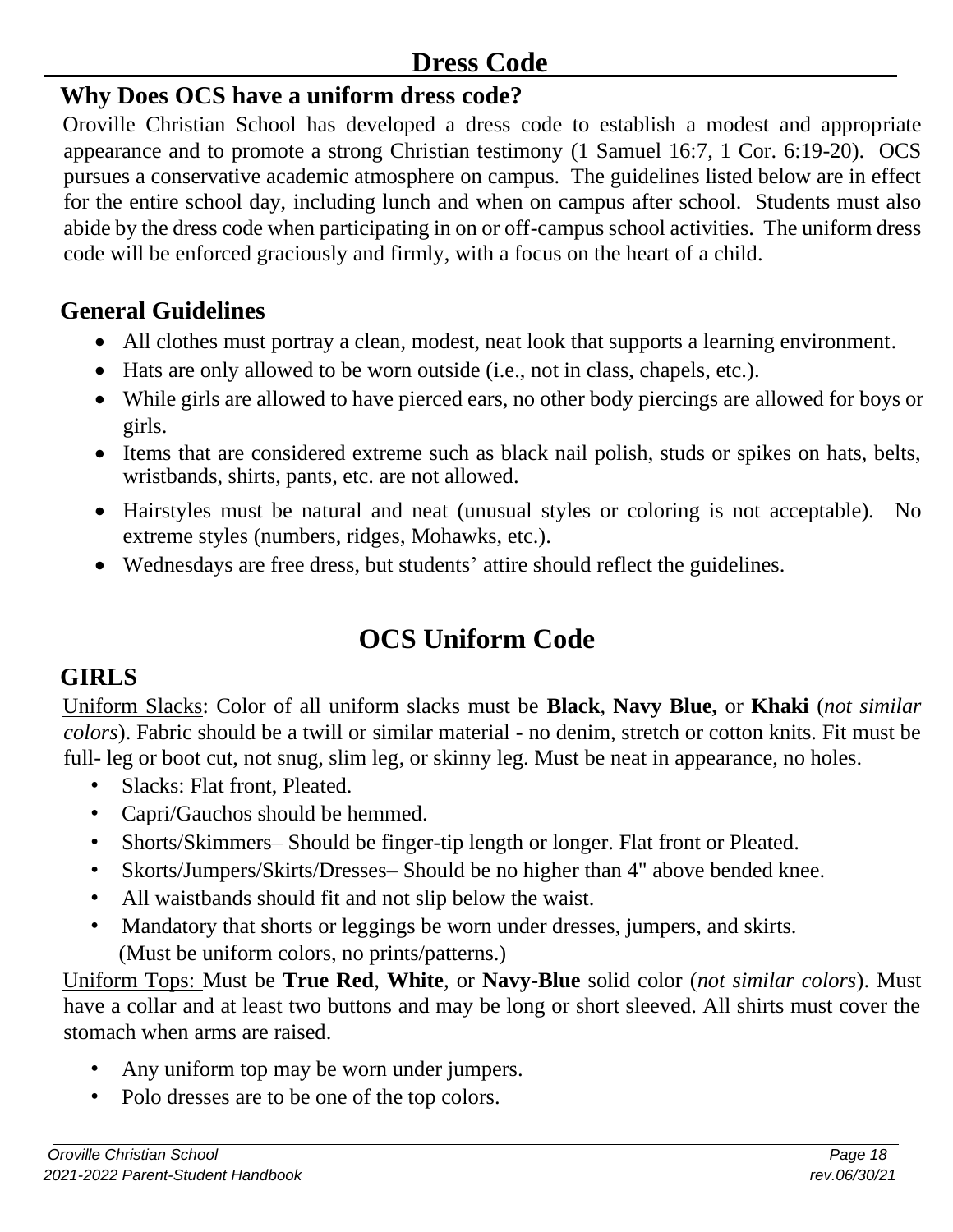# Dress Code

## Why Does OCS have a uniform dress code?

Oroville Christian School has developed a dress code to establish a modest and appropriate appearance and to promote a strong Christian testimony (1 Samuel 16:7, 1 Cor. 6:19-20). OCS pursues a conservative academic atmosphere on campus. The guidelines listed below are in effect for the entire school day, including lunch and when on campus after school. Students must also abide by the dress code when participating in on or off-campus school activities. The uniform dress code will be enforced graciously and firmly, with a focus on the heart of a child.

## General Guidelines

- All clothes must portray a clean, modest, neat look that supports a learning environment.
- Hats are only allowed to be worn outside (i.e., not in class, chapels, etc.).
- While girls are allowed to have pierced ears, no other body piercings are allowed for boys or girls.
- Items that are considered extreme such as black nail polish, studs or spikes on hats, belts, wristbands, shirts, pants, etc. are not allowed.
- Hairstyles must be natural and neat (unusual styles or coloring is not acceptable). No extreme styles (numbers, ridges, Mohawks, etc.).
- Wednesdays are free dress, but students' attire should reflect the guidelines.

# OCS Uniform Code

## GIRLS

Uniform Slacks: Color of all uniform slacks must be **Black**, **Navy Blue,** or **Khaki** (*not similar colors*). Fabric should be a twill or similar material - no denim, stretch or cotton knits. Fit must be full- leg or boot cut, not snug, slim leg, or skinny leg. Must be neat in appearance, no holes.

- Slacks: Flat front, Pleated.
- Capri/Gauchos should be hemmed.
- Shorts/Skimmers– Should be finger-tip length or longer. Flat front or Pleated.
- Skorts/Jumpers/Skirts/Dresses– Should be no higher than 4" above bended knee.
- All waistbands should fit and not slip below the waist.
- Mandatory that shorts or leggings be worn under dresses, jumpers, and skirts. (Must be uniform colors, no prints/patterns.)

Uniform Tops: Must be **True Red**, **White**, or **Navy-Blue** solid color (*not similar colors*). Must have a collar and at least two buttons and may be long or short sleeved. All shirts must cover the stomach when arms are raised.

- Any uniform top may be worn under jumpers.
- Polo dresses are to be one of the top colors.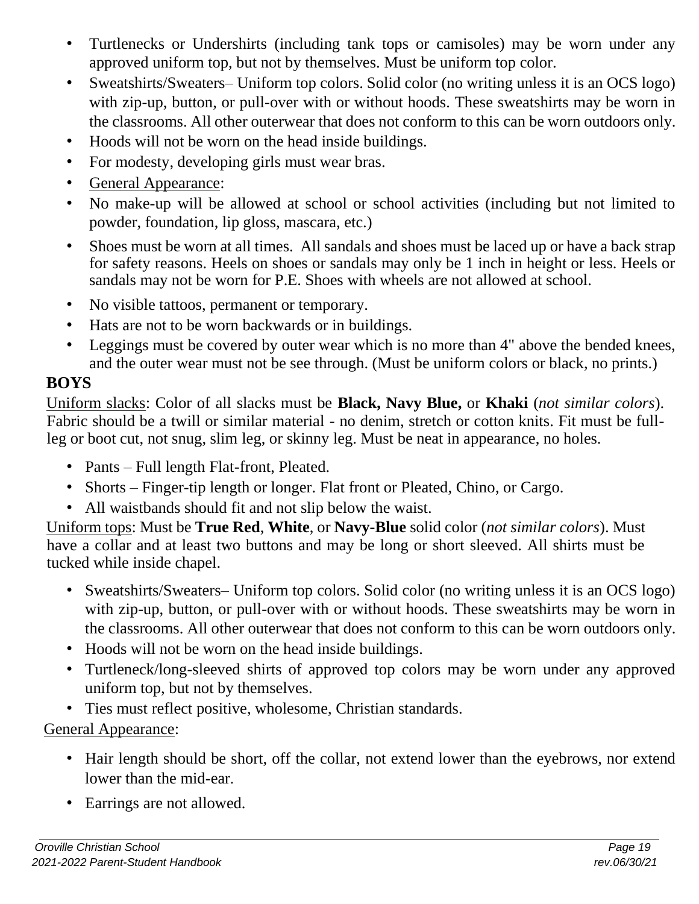- Turtlenecks or Undershirts (including tank tops or camisoles) may be worn under any approved uniform top, but not by themselves. Must be uniform top color.
- Sweatshirts/Sweaters– Uniform top colors. Solid color (no writing unless it is an OCS logo) with zip-up, button, or pull-over with or without hoods. These sweatshirts may be worn in the classrooms. All other outerwear that does not conform to this can be worn outdoors only.
- Hoods will not be worn on the head inside buildings.
- For modesty, developing girls must wear bras.
- General Appearance:
- No make-up will be allowed at school or school activities (including but not limited to powder, foundation, lip gloss, mascara, etc.)
- Shoes must be worn at all times. All sandals and shoes must be laced up or have a back strap for safety reasons. Heels on shoes or sandals may only be 1 inch in height or less. Heels or sandals may not be worn for P.E. Shoes with wheels are not allowed at school.
- No visible tattoos, permanent or temporary.
- Hats are not to be worn backwards or in buildings.
- Leggings must be covered by outer wear which is no more than 4" above the bended knees, and the outer wear must not be see through. (Must be uniform colors or black, no prints.)

**BOYS**

Uniform slacks: Color of all slacks must be **Black, Navy Blue,** or **Khaki** (*not similar colors*). Fabric should be a twill or similar material - no denim, stretch or cotton knits. Fit must be full-leg or boot cut, not snug, slim leg, or skinny leg. Must be neat in appearance, no holes.

- Pants – Full length Flat-front, Pleated.
- Shorts – Finger-tip length or longer. Flat front or Pleated, Chino, or Cargo.
- All waistbands should fit and not slip below the waist.

Uniform tops: Must be **True Red**, **White**, or **Navy-Blue** solid color (*not similar colors*). Must have a collar and at least two buttons and may be long or short sleeved. All shirts must be tucked while inside chapel.

- Sweatshirts/Sweaters– Uniform top colors. Solid color (no writing unless it is an OCS logo) with zip-up, button, or pull-over with or without hoods. These sweatshirts may be worn in the classrooms. All other outerwear that does not conform to this can be worn outdoors only.
- Hoods will not be worn on the head inside buildings.
- Turtleneck/long-sleeved shirts of approved top colors may be worn under any approved uniform top, but not by themselves.
- Ties must reflect positive, wholesome, Christian standards.

General Appearance:

- Hair length should be short, off the collar, not extend lower than the eyebrows, nor extend lower than the mid-ear.
- Earrings are not allowed.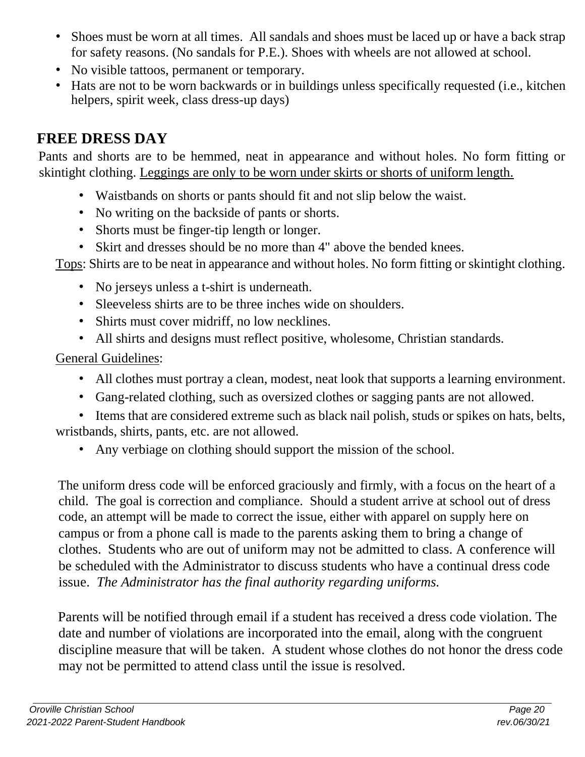- Shoes must be worn at all times. All sandals and shoes must be laced up or have a back strap for safety reasons. (No sandals for P.E.). Shoes with wheels are not allowed at school.
- No visible tattoos, permanent or temporary.
- Hats are not to be worn backwards or in buildings unless specifically requested (i.e., kitchen helpers, spirit week, class dress-up days)

## FREE DRESS DAY

Pants and shorts are to be hemmed, neat in appearance and without holes. No form fitting or skintight clothing. <u>Leggings are only to be worn under skirts or shorts of uniform length.</u>

- Waistbands on shorts or pants should fit and not slip below the waist.
- No writing on the backside of pants or shorts.
- Shorts must be finger-tip length or longer.
- Skirt and dresses should be no more than 4" above the bended knees.

<u>Tops</u>: Shirts are to be neat in appearance and without holes. No form fitting or skintight clothing.

- No jerseys unless a t-shirt is underneath.
- Sleeveless shirts are to be three inches wide on shoulders.
- Shirts must cover midriff, no low necklines.
- All shirts and designs must reflect positive, wholesome, Christian standards.

<u>General Guidelines</u>:

- All clothes must portray a clean, modest, neat look that supports a learning environment.
- Gang-related clothing, such as oversized clothes or sagging pants are not allowed.
- Items that are considered extreme such as black nail polish, studs or spikes on hats, belts, wristbands, shirts, pants, etc. are not allowed.
- Any verbiage on clothing should support the mission of the school.

The uniform dress code will be enforced graciously and firmly, with a focus on the heart of a child. The goal is correction and compliance. Should a student arrive at school out of dress code, an attempt will be made to correct the issue, either with apparel on supply here on campus or from a phone call is made to the parents asking them to bring a change of clothes. Students who are out of uniform may not be admitted to class. A conference will be scheduled with the Administrator to discuss students who have a continual dress code issue. *The Administrator has the final authority regarding uniforms.*

Parents will be notified through email if a student has received a dress code violation. The date and number of violations are incorporated into the email, along with the congruent discipline measure that will be taken. A student whose clothes do not honor the dress code may not be permitted to attend class until the issue is resolved.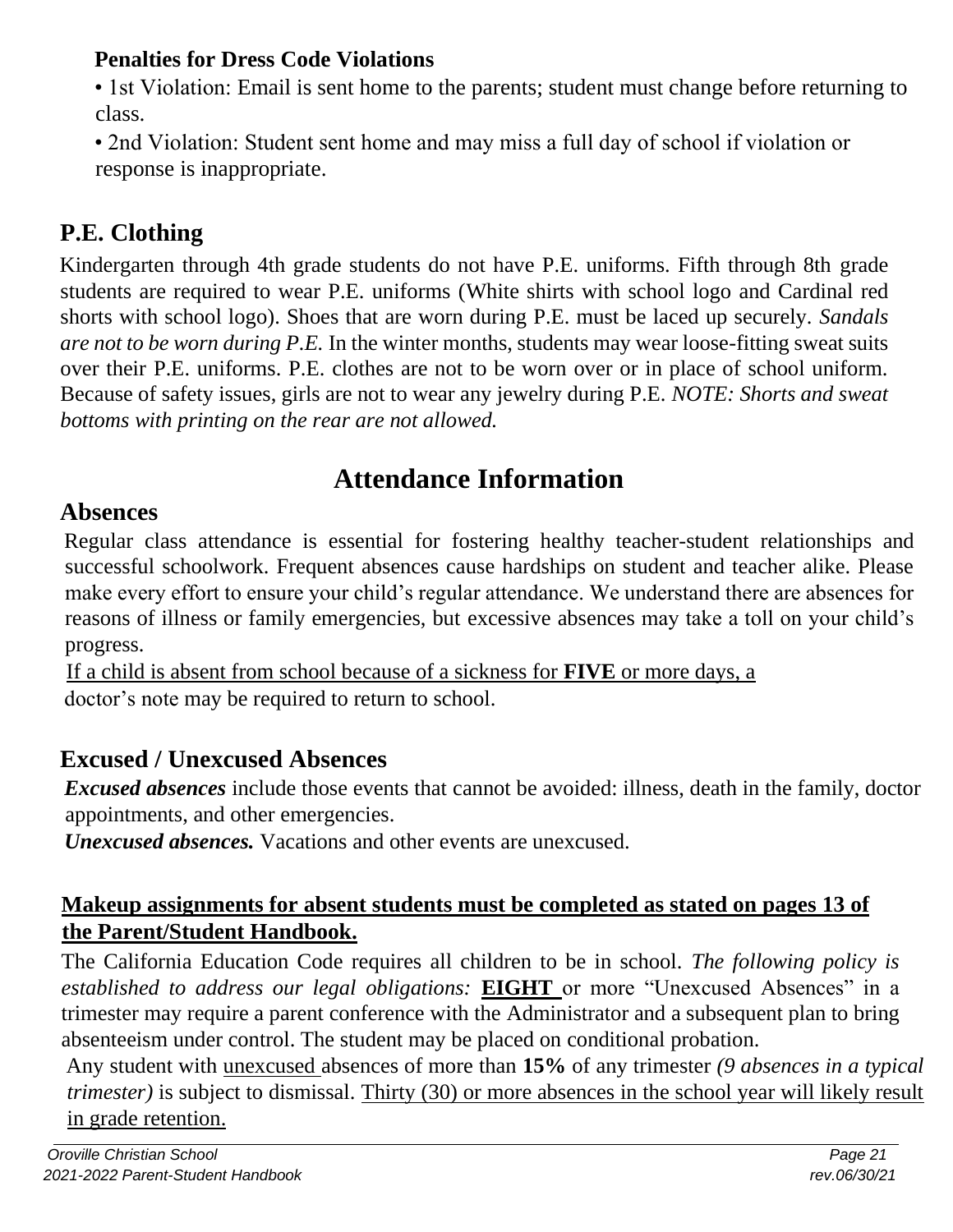**Penalties for Dress Code Violations**

- 1st Violation: Email is sent home to the parents; student must change before returning to class.
- 2nd Violation: Student sent home and may miss a full day of school if violation or response is inappropriate.

## P.E. Clothing

Kindergarten through 4th grade students do not have P.E. uniforms. Fifth through 8th grade students are required to wear P.E. uniforms (White shirts with school logo and Cardinal red shorts with school logo). Shoes that are worn during P.E. must be laced up securely. *Sandals are not to be worn during P.E.* In the winter months, students may wear loose-fitting sweat suits over their P.E. uniforms. P.E. clothes are not to be worn over or in place of school uniform. Because of safety issues, girls are not to wear any jewelry during P.E. *NOTE: Shorts and sweat bottoms with printing on the rear are not allowed.*

# Attendance Information

## Absences

Regular class attendance is essential for fostering healthy teacher-student relationships and successful schoolwork. Frequent absences cause hardships on student and teacher alike. Please make every effort to ensure your child's regular attendance. We understand there are absences for reasons of illness or family emergencies, but excessive absences may take a toll on your child's progress.

<u>If a child is absent from school because of a sickness for **FIVE** or more days, a</u> doctor's note may be required to return to school.

## Excused / Unexcused Absences

***Excused absences*** include those events that cannot be avoided: illness, death in the family, doctor appointments, and other emergencies.

***Unexcused absences.*** Vacations and other events are unexcused.

<u>**Makeup assignments for absent students must be completed as stated on pages 13 of the Parent/Student Handbook.**</u>

The California Education Code requires all children to be in school. *The following policy is established to address our legal obligations:* <u>**EIGHT**</u> or more "Unexcused Absences" in a trimester may require a parent conference with the Administrator and a subsequent plan to bring absenteeism under control. The student may be placed on conditional probation.

Any student with <u>unexcused</u> absences of more than **15%** of any trimester *(9 absences in a typical trimester)* is subject to dismissal. <u>Thirty (30) or more absences in the school year will likely result in grade retention.</u>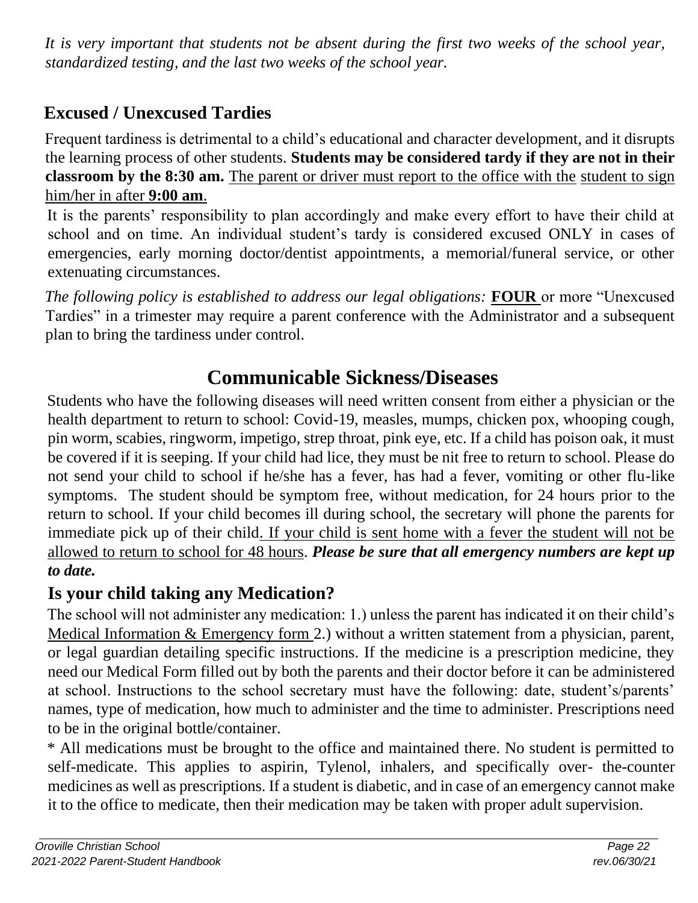*It is very important that students not be absent during the first two weeks of the school year, standardized testing, and the last two weeks of the school year.*

## Excused / Unexcused Tardies

Frequent tardiness is detrimental to a child's educational and character development, and it disrupts the learning process of other students. **Students may be considered tardy if they are not in their classroom by the 8:30 am.** The parent or driver must report to the office with the student to sign him/her in after **9:00 am**.

It is the parents' responsibility to plan accordingly and make every effort to have their child at school and on time. An individual student's tardy is considered excused ONLY in cases of emergencies, early morning doctor/dentist appointments, a memorial/funeral service, or other extenuating circumstances.

*The following policy is established to address our legal obligations:* **FOUR** or more "Unexcused Tardies" in a trimester may require a parent conference with the Administrator and a subsequent plan to bring the tardiness under control.

# Communicable Sickness/Diseases

Students who have the following diseases will need written consent from either a physician or the health department to return to school: Covid-19, measles, mumps, chicken pox, whooping cough, pin worm, scabies, ringworm, impetigo, strep throat, pink eye, etc. If a child has poison oak, it must be covered if it is seeping. If your child had lice, they must be nit free to return to school. Please do not send your child to school if he/she has a fever, has had a fever, vomiting or other flu-like symptoms. The student should be symptom free, without medication, for 24 hours prior to the return to school. If your child becomes ill during school, the secretary will phone the parents for immediate pick up of their child. If your child is sent home with a fever the student will not be allowed to return to school for 48 hours. ***Please be sure that all emergency numbers are kept up to date.***

## Is your child taking any Medication?

The school will not administer any medication: 1.) unless the parent has indicated it on their child's Medical Information & Emergency form 2.) without a written statement from a physician, parent, or legal guardian detailing specific instructions. If the medicine is a prescription medicine, they need our Medical Form filled out by both the parents and their doctor before it can be administered at school. Instructions to the school secretary must have the following: date, student's/parents' names, type of medication, how much to administer and the time to administer. Prescriptions need to be in the original bottle/container.

* All medications must be brought to the office and maintained there. No student is permitted to self-medicate. This applies to aspirin, Tylenol, inhalers, and specifically over- the-counter medicines as well as prescriptions. If a student is diabetic, and in case of an emergency cannot make it to the office to medicate, then their medication may be taken with proper adult supervision.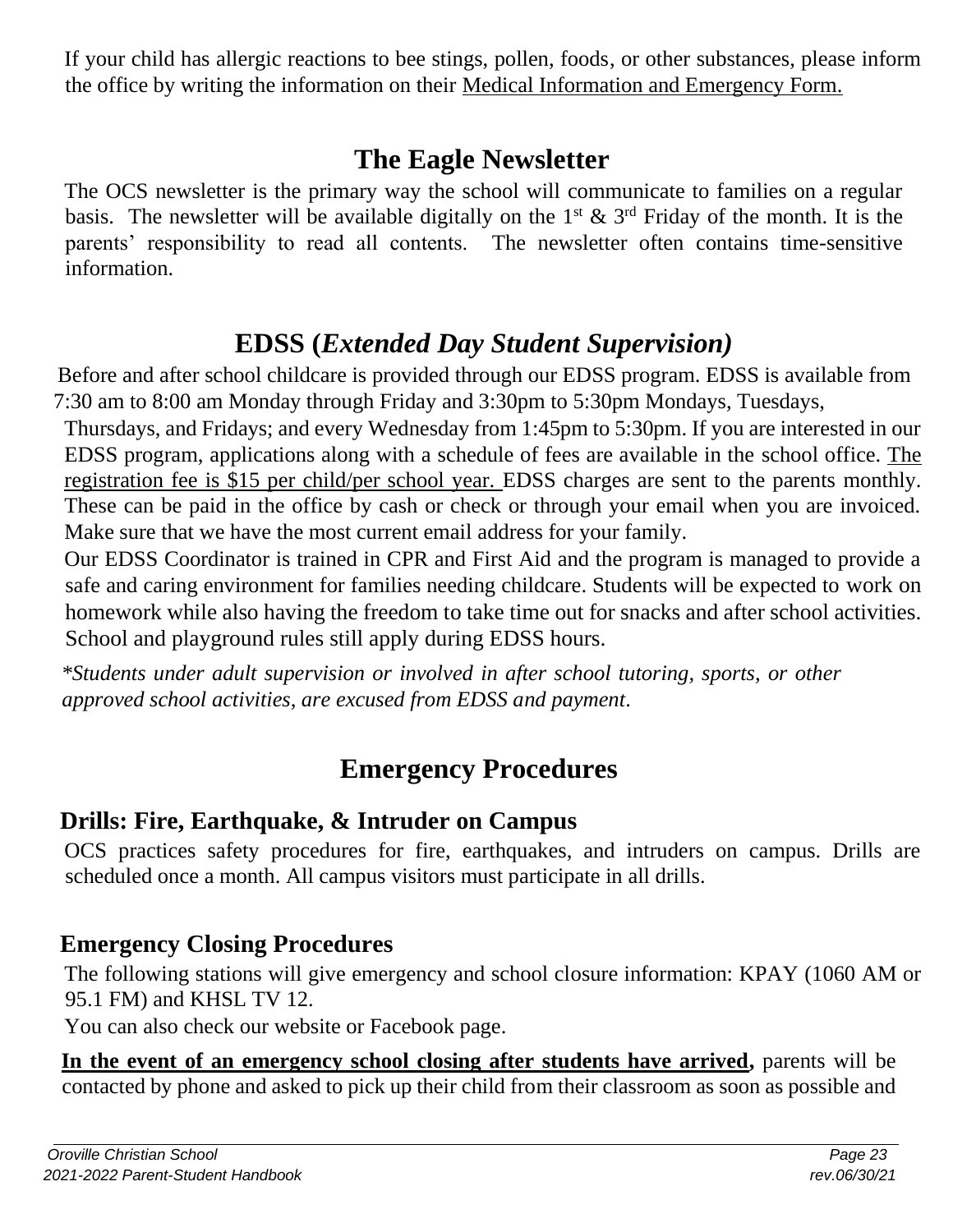If your child has allergic reactions to bee stings, pollen, foods, or other substances, please inform the office by writing the information on their Medical Information and Emergency Form.

## The Eagle Newsletter

The OCS newsletter is the primary way the school will communicate to families on a regular basis. The newsletter will be available digitally on the 1st & 3rd Friday of the month. It is the parents' responsibility to read all contents. The newsletter often contains time-sensitive information.

## EDSS (*Extended Day Student Supervision)*

Before and after school childcare is provided through our EDSS program. EDSS is available from 7:30 am to 8:00 am Monday through Friday and 3:30pm to 5:30pm Mondays, Tuesdays, Thursdays, and Fridays; and every Wednesday from 1:45pm to 5:30pm. If you are interested in our EDSS program, applications along with a schedule of fees are available in the school office. The registration fee is $15 per child/per school year. EDSS charges are sent to the parents monthly. These can be paid in the office by cash or check or through your email when you are invoiced. Make sure that we have the most current email address for your family.

Our EDSS Coordinator is trained in CPR and First Aid and the program is managed to provide a safe and caring environment for families needing childcare. Students will be expected to work on homework while also having the freedom to take time out for snacks and after school activities. School and playground rules still apply during EDSS hours.

*\*Students under adult supervision or involved in after school tutoring, sports, or other approved school activities, are excused from EDSS and payment.*

## Emergency Procedures

### Drills: Fire, Earthquake, & Intruder on Campus

OCS practices safety procedures for fire, earthquakes, and intruders on campus. Drills are scheduled once a month. All campus visitors must participate in all drills.

### Emergency Closing Procedures

The following stations will give emergency and school closure information: KPAY (1060 AM or 95.1 FM) and KHSL TV 12.

You can also check our website or Facebook page.

**In the event of an emergency school closing after students have arrived,** parents will be contacted by phone and asked to pick up their child from their classroom as soon as possible and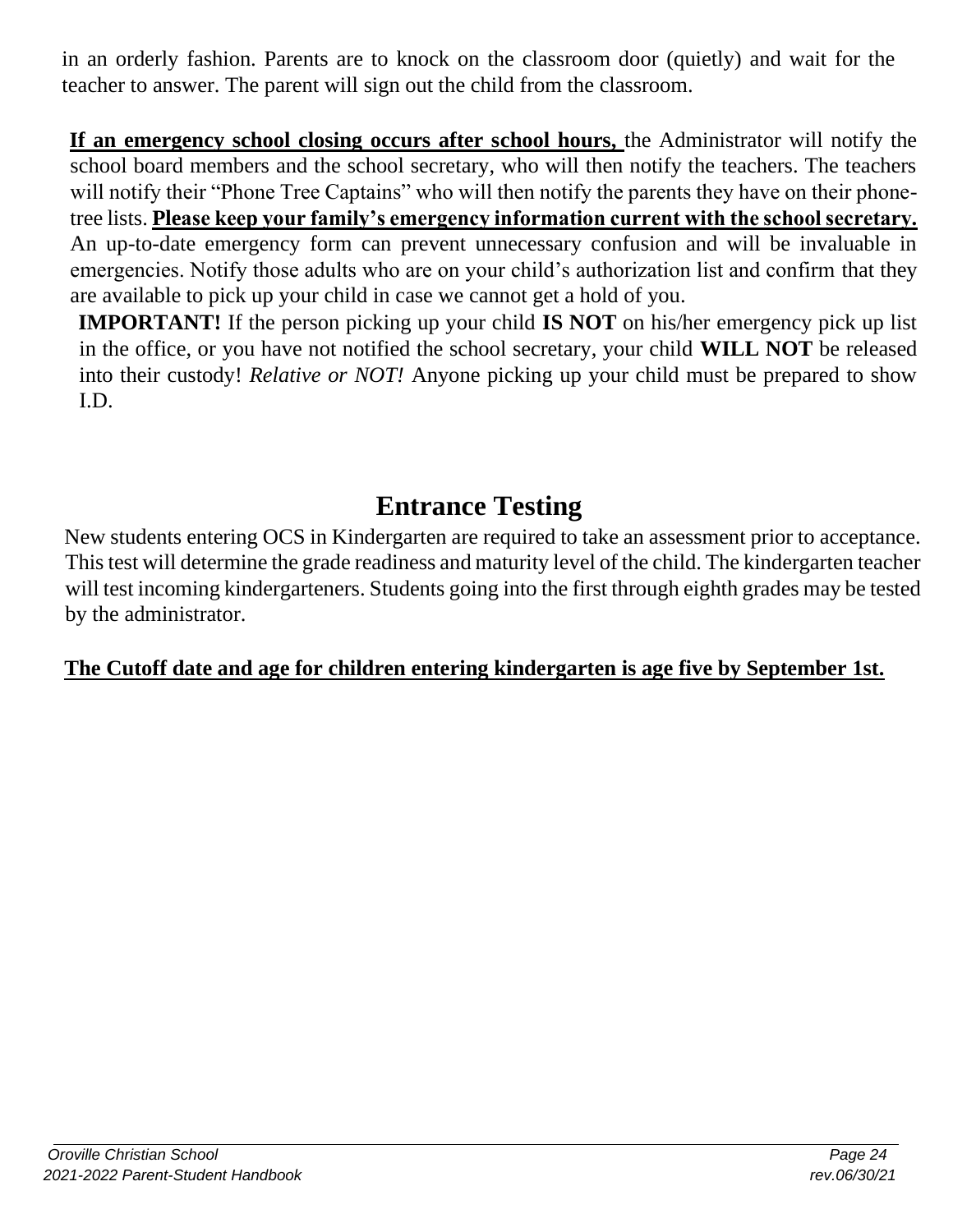in an orderly fashion. Parents are to knock on the classroom door (quietly) and wait for the teacher to answer. The parent will sign out the child from the classroom.

**If an emergency school closing occurs after school hours,** the Administrator will notify the school board members and the school secretary, who will then notify the teachers. The teachers will notify their "Phone Tree Captains" who will then notify the parents they have on their phone-tree lists. **Please keep your family's emergency information current with the school secretary.** An up-to-date emergency form can prevent unnecessary confusion and will be invaluable in emergencies. Notify those adults who are on your child's authorization list and confirm that they are available to pick up your child in case we cannot get a hold of you.

**IMPORTANT!** If the person picking up your child **IS NOT** on his/her emergency pick up list in the office, or you have not notified the school secretary, your child **WILL NOT** be released into their custody! *Relative or NOT!* Anyone picking up your child must be prepared to show I.D.

## Entrance Testing

New students entering OCS in Kindergarten are required to take an assessment prior to acceptance. This test will determine the grade readiness and maturity level of the child. The kindergarten teacher will test incoming kindergarteners. Students going into the first through eighth grades may be tested by the administrator.

**The Cutoff date and age for children entering kindergarten is age five by September 1st.**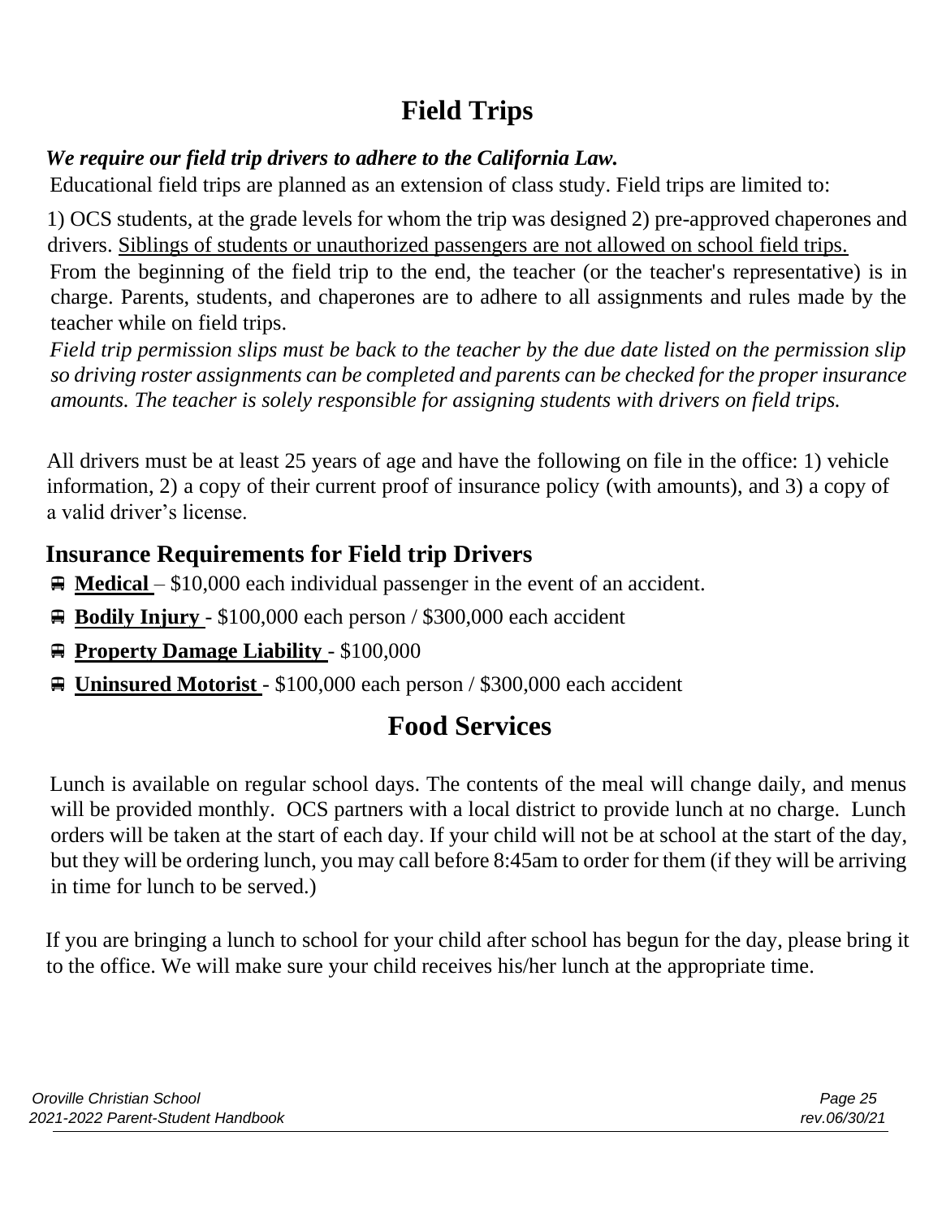# Field Trips

***We require our field trip drivers to adhere to the California Law.***

Educational field trips are planned as an extension of class study. Field trips are limited to:

1) OCS students, at the grade levels for whom the trip was designed 2) pre-approved chaperones and drivers. Siblings of students or unauthorized passengers are not allowed on school field trips.

From the beginning of the field trip to the end, the teacher (or the teacher's representative) is in charge. Parents, students, and chaperones are to adhere to all assignments and rules made by the teacher while on field trips.

*Field trip permission slips must be back to the teacher by the due date listed on the permission slip so driving roster assignments can be completed and parents can be checked for the proper insurance amounts. The teacher is solely responsible for assigning students with drivers on field trips.*

All drivers must be at least 25 years of age and have the following on file in the office: 1) vehicle information, 2) a copy of their current proof of insurance policy (with amounts), and 3) a copy of a valid driver's license.

## Insurance Requirements for Field trip Drivers

- **Medical** – $10,000 each individual passenger in the event of an accident.
- **Bodily Injury** - $100,000 each person / $300,000 each accident
- **Property Damage Liability** - $100,000
- **Uninsured Motorist** - $100,000 each person / $300,000 each accident

# Food Services

Lunch is available on regular school days. The contents of the meal will change daily, and menus will be provided monthly. OCS partners with a local district to provide lunch at no charge. Lunch orders will be taken at the start of each day. If your child will not be at school at the start of the day, but they will be ordering lunch, you may call before 8:45am to order for them (if they will be arriving in time for lunch to be served.)

If you are bringing a lunch to school for your child after school has begun for the day, please bring it to the office. We will make sure your child receives his/her lunch at the appropriate time.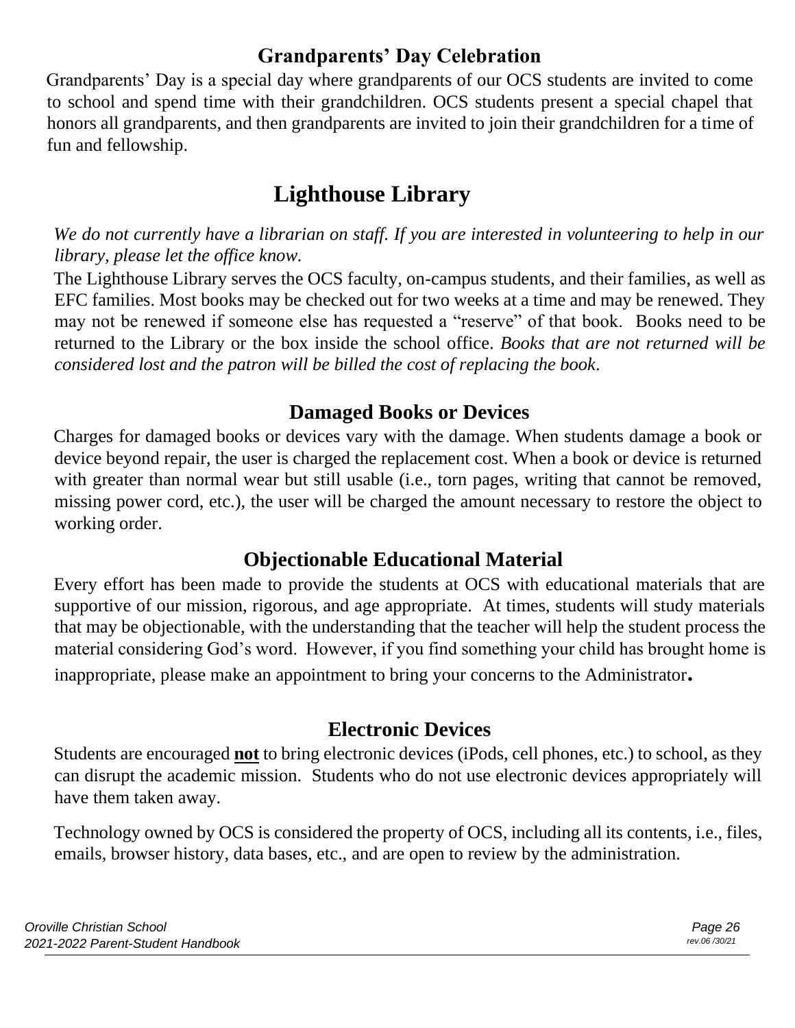## Grandparents' Day Celebration

Grandparents' Day is a special day where grandparents of our OCS students are invited to come to school and spend time with their grandchildren. OCS students present a special chapel that honors all grandparents, and then grandparents are invited to join their grandchildren for a time of fun and fellowship.

# Lighthouse Library

*We do not currently have a librarian on staff. If you are interested in volunteering to help in our library, please let the office know.*

The Lighthouse Library serves the OCS faculty, on-campus students, and their families, as well as EFC families. Most books may be checked out for two weeks at a time and may be renewed. They may not be renewed if someone else has requested a "reserve" of that book. Books need to be returned to the Library or the box inside the school office. *Books that are not returned will be considered lost and the patron will be billed the cost of replacing the book.*

## Damaged Books or Devices

Charges for damaged books or devices vary with the damage. When students damage a book or device beyond repair, the user is charged the replacement cost. When a book or device is returned with greater than normal wear but still usable (i.e., torn pages, writing that cannot be removed, missing power cord, etc.), the user will be charged the amount necessary to restore the object to working order.

## Objectionable Educational Material

Every effort has been made to provide the students at OCS with educational materials that are supportive of our mission, rigorous, and age appropriate. At times, students will study materials that may be objectionable, with the understanding that the teacher will help the student process the material considering God's word. However, if you find something your child has brought home is inappropriate, please make an appointment to bring your concerns to the Administrator.

## Electronic Devices

Students are encouraged **not** to bring electronic devices (iPods, cell phones, etc.) to school, as they can disrupt the academic mission. Students who do not use electronic devices appropriately will have them taken away.

Technology owned by OCS is considered the property of OCS, including all its contents, i.e., files, emails, browser history, data bases, etc., and are open to review by the administration.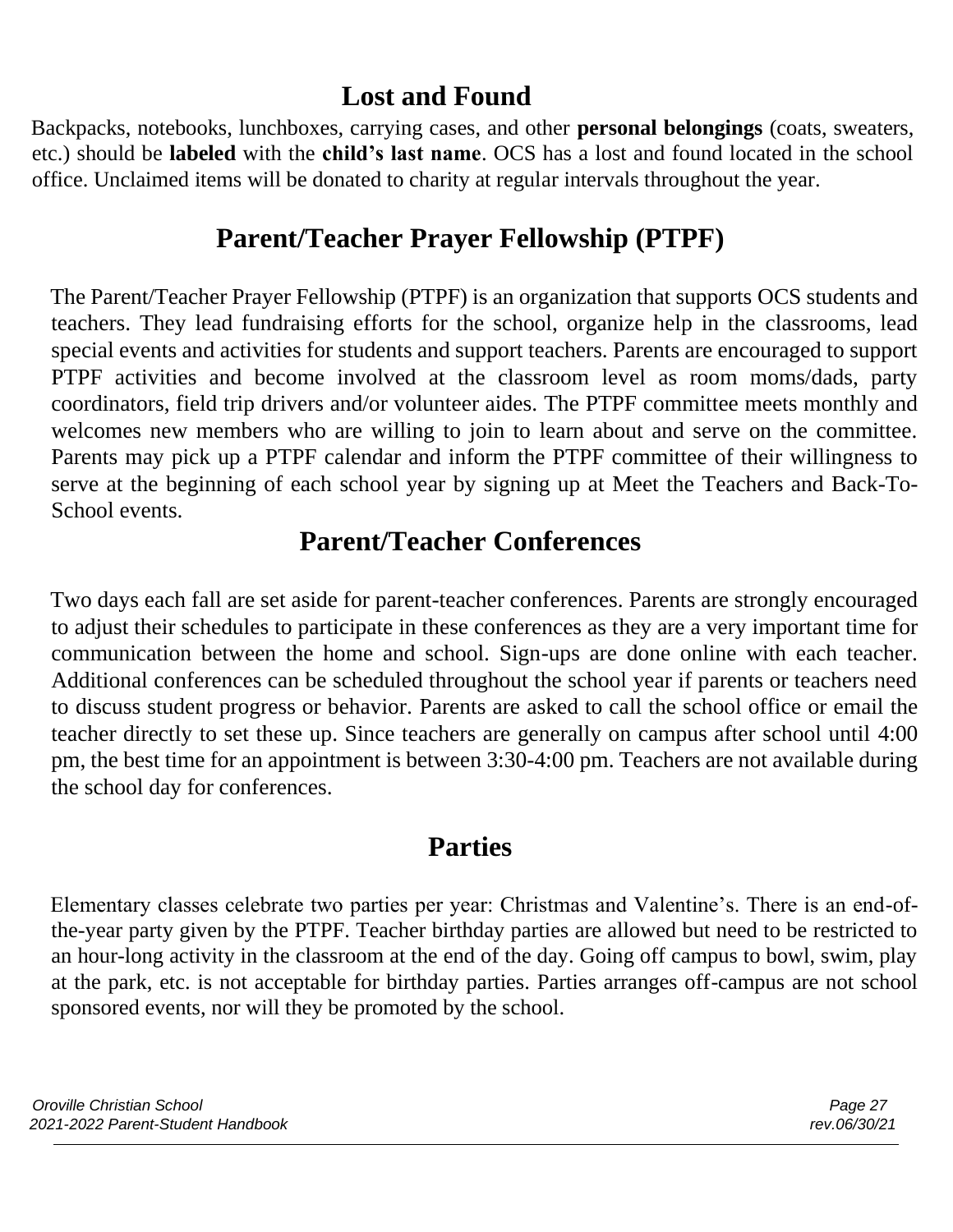## Lost and Found

Backpacks, notebooks, lunchboxes, carrying cases, and other **personal belongings** (coats, sweaters, etc.) should be **labeled** with the **child's last name**. OCS has a lost and found located in the school office. Unclaimed items will be donated to charity at regular intervals throughout the year.

## Parent/Teacher Prayer Fellowship (PTPF)

The Parent/Teacher Prayer Fellowship (PTPF) is an organization that supports OCS students and teachers. They lead fundraising efforts for the school, organize help in the classrooms, lead special events and activities for students and support teachers. Parents are encouraged to support PTPF activities and become involved at the classroom level as room moms/dads, party coordinators, field trip drivers and/or volunteer aides. The PTPF committee meets monthly and welcomes new members who are willing to join to learn about and serve on the committee. Parents may pick up a PTPF calendar and inform the PTPF committee of their willingness to serve at the beginning of each school year by signing up at Meet the Teachers and Back-To-School events.

## Parent/Teacher Conferences

Two days each fall are set aside for parent-teacher conferences. Parents are strongly encouraged to adjust their schedules to participate in these conferences as they are a very important time for communication between the home and school. Sign-ups are done online with each teacher. Additional conferences can be scheduled throughout the school year if parents or teachers need to discuss student progress or behavior. Parents are asked to call the school office or email the teacher directly to set these up. Since teachers are generally on campus after school until 4:00 pm, the best time for an appointment is between 3:30-4:00 pm. Teachers are not available during the school day for conferences.

## Parties

Elementary classes celebrate two parties per year: Christmas and Valentine's. There is an end-of-the-year party given by the PTPF. Teacher birthday parties are allowed but need to be restricted to an hour-long activity in the classroom at the end of the day. Going off campus to bowl, swim, play at the park, etc. is not acceptable for birthday parties. Parties arranges off-campus are not school sponsored events, nor will they be promoted by the school.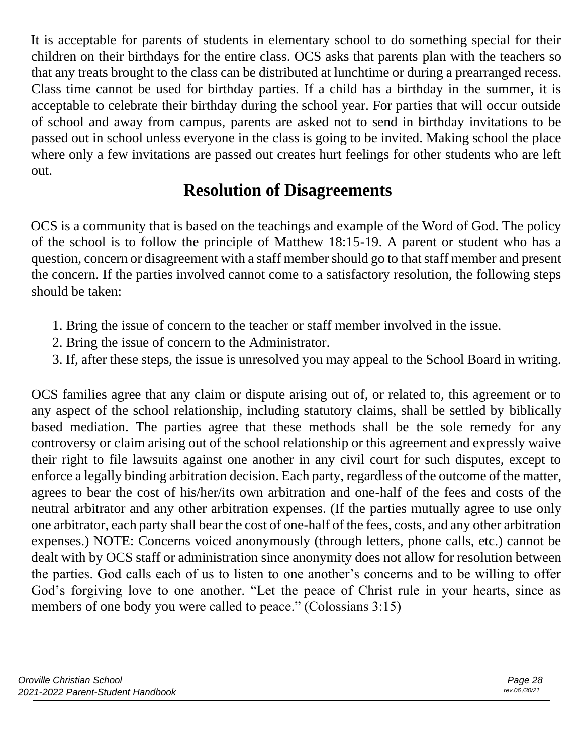It is acceptable for parents of students in elementary school to do something special for their children on their birthdays for the entire class. OCS asks that parents plan with the teachers so that any treats brought to the class can be distributed at lunchtime or during a prearranged recess. Class time cannot be used for birthday parties. If a child has a birthday in the summer, it is acceptable to celebrate their birthday during the school year. For parties that will occur outside of school and away from campus, parents are asked not to send in birthday invitations to be passed out in school unless everyone in the class is going to be invited. Making school the place where only a few invitations are passed out creates hurt feelings for other students who are left out.

## Resolution of Disagreements

OCS is a community that is based on the teachings and example of the Word of God. The policy of the school is to follow the principle of Matthew 18:15-19. A parent or student who has a question, concern or disagreement with a staff member should go to that staff member and present the concern. If the parties involved cannot come to a satisfactory resolution, the following steps should be taken:

1. Bring the issue of concern to the teacher or staff member involved in the issue.
2. Bring the issue of concern to the Administrator.
3. If, after these steps, the issue is unresolved you may appeal to the School Board in writing.

OCS families agree that any claim or dispute arising out of, or related to, this agreement or to any aspect of the school relationship, including statutory claims, shall be settled by biblically based mediation. The parties agree that these methods shall be the sole remedy for any controversy or claim arising out of the school relationship or this agreement and expressly waive their right to file lawsuits against one another in any civil court for such disputes, except to enforce a legally binding arbitration decision. Each party, regardless of the outcome of the matter, agrees to bear the cost of his/her/its own arbitration and one-half of the fees and costs of the neutral arbitrator and any other arbitration expenses. (If the parties mutually agree to use only one arbitrator, each party shall bear the cost of one-half of the fees, costs, and any other arbitration expenses.) NOTE: Concerns voiced anonymously (through letters, phone calls, etc.) cannot be dealt with by OCS staff or administration since anonymity does not allow for resolution between the parties. God calls each of us to listen to one another's concerns and to be willing to offer God's forgiving love to one another. "Let the peace of Christ rule in your hearts, since as members of one body you were called to peace." (Colossians 3:15)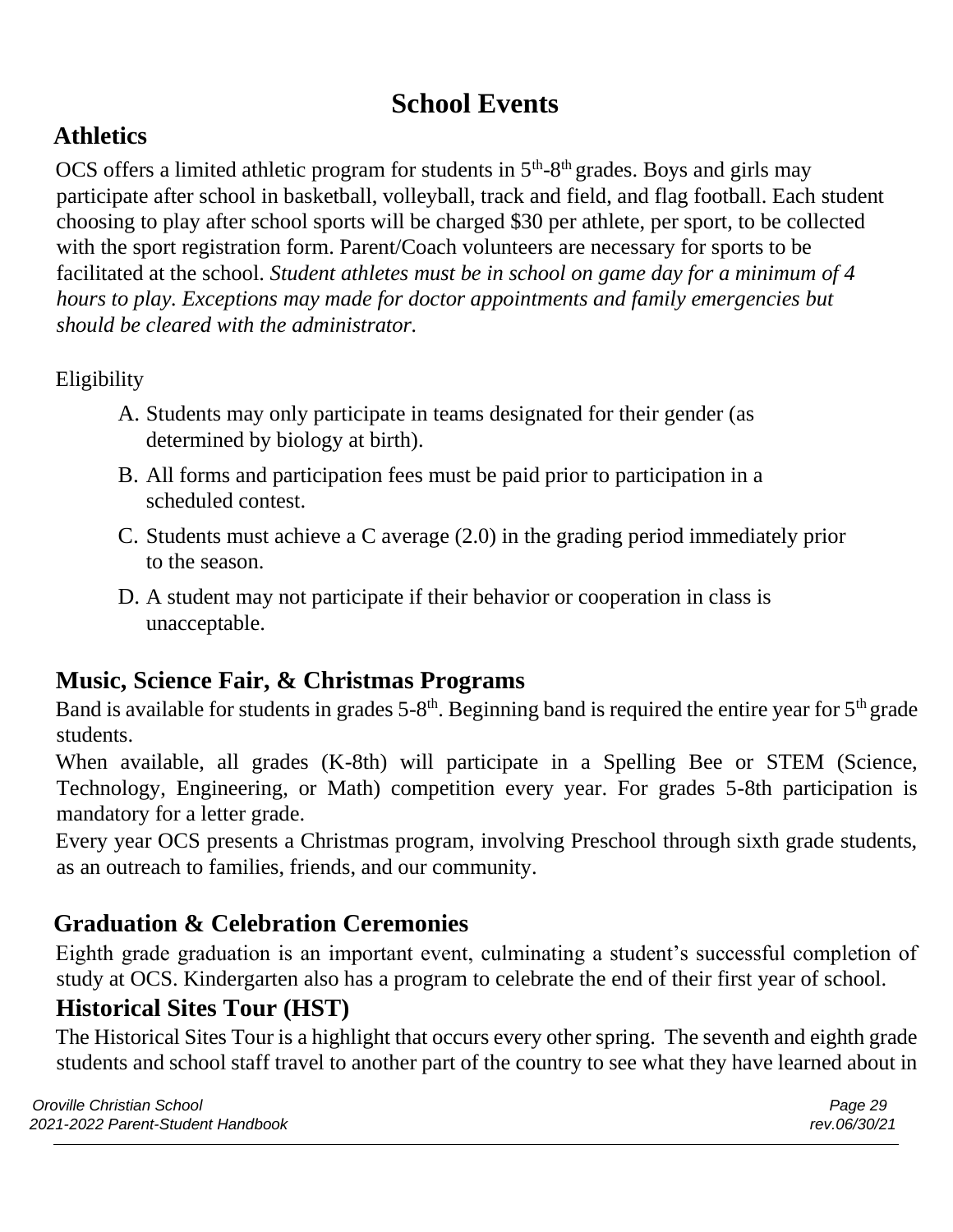# School Events

## Athletics

OCS offers a limited athletic program for students in 5th-8th grades. Boys and girls may participate after school in basketball, volleyball, track and field, and flag football. Each student choosing to play after school sports will be charged $30 per athlete, per sport, to be collected with the sport registration form. Parent/Coach volunteers are necessary for sports to be facilitated at the school. *Student athletes must be in school on game day for a minimum of 4 hours to play. Exceptions may made for doctor appointments and family emergencies but should be cleared with the administrator.*

Eligibility

A. Students may only participate in teams designated for their gender (as determined by biology at birth).
B. All forms and participation fees must be paid prior to participation in a scheduled contest.
C. Students must achieve a C average (2.0) in the grading period immediately prior to the season.
D. A student may not participate if their behavior or cooperation in class is unacceptable.

## Music, Science Fair, & Christmas Programs

Band is available for students in grades 5-8th. Beginning band is required the entire year for 5th grade students.

When available, all grades (K-8th) will participate in a Spelling Bee or STEM (Science, Technology, Engineering, or Math) competition every year. For grades 5-8th participation is mandatory for a letter grade.

Every year OCS presents a Christmas program, involving Preschool through sixth grade students, as an outreach to families, friends, and our community.

## Graduation & Celebration Ceremonies

Eighth grade graduation is an important event, culminating a student's successful completion of study at OCS. Kindergarten also has a program to celebrate the end of their first year of school.

## Historical Sites Tour (HST)

The Historical Sites Tour is a highlight that occurs every other spring. The seventh and eighth grade students and school staff travel to another part of the country to see what they have learned about in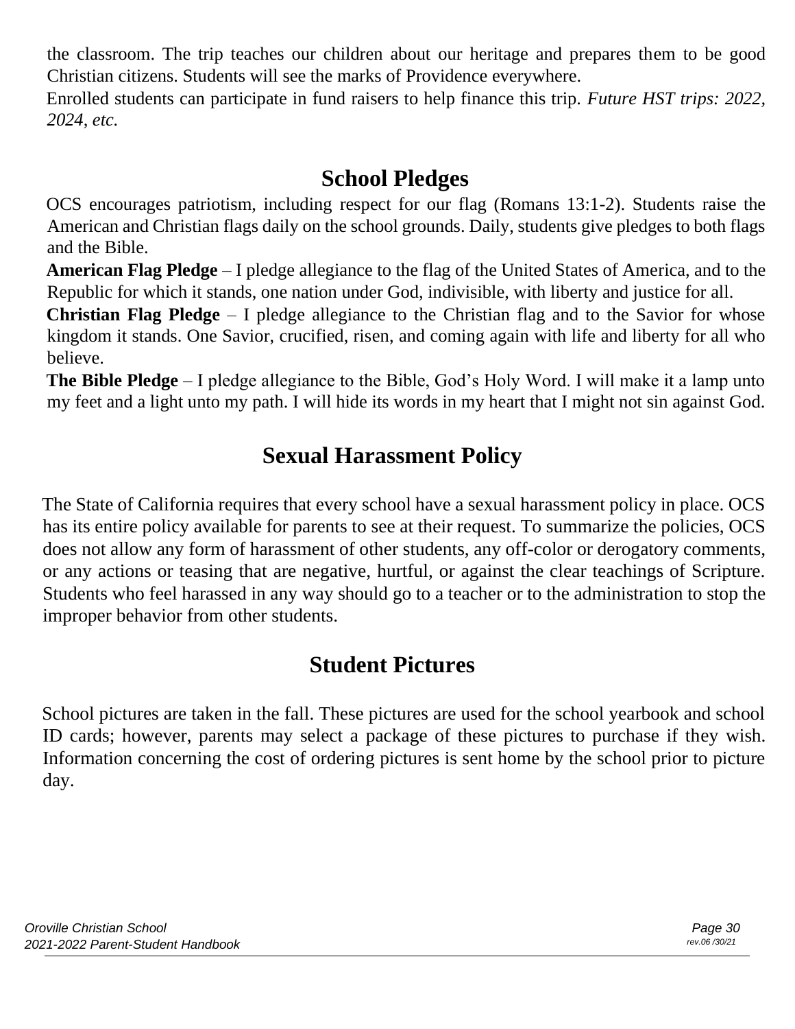the classroom. The trip teaches our children about our heritage and prepares them to be good Christian citizens. Students will see the marks of Providence everywhere.

Enrolled students can participate in fund raisers to help finance this trip. *Future HST trips: 2022, 2024, etc.*

## School Pledges

OCS encourages patriotism, including respect for our flag (Romans 13:1-2). Students raise the American and Christian flags daily on the school grounds. Daily, students give pledges to both flags and the Bible.

**American Flag Pledge** – I pledge allegiance to the flag of the United States of America, and to the Republic for which it stands, one nation under God, indivisible, with liberty and justice for all.

**Christian Flag Pledge** – I pledge allegiance to the Christian flag and to the Savior for whose kingdom it stands. One Savior, crucified, risen, and coming again with life and liberty for all who believe.

**The Bible Pledge** – I pledge allegiance to the Bible, God's Holy Word. I will make it a lamp unto my feet and a light unto my path. I will hide its words in my heart that I might not sin against God.

## Sexual Harassment Policy

The State of California requires that every school have a sexual harassment policy in place. OCS has its entire policy available for parents to see at their request. To summarize the policies, OCS does not allow any form of harassment of other students, any off-color or derogatory comments, or any actions or teasing that are negative, hurtful, or against the clear teachings of Scripture. Students who feel harassed in any way should go to a teacher or to the administration to stop the improper behavior from other students.

## Student Pictures

School pictures are taken in the fall. These pictures are used for the school yearbook and school ID cards; however, parents may select a package of these pictures to purchase if they wish. Information concerning the cost of ordering pictures is sent home by the school prior to picture day.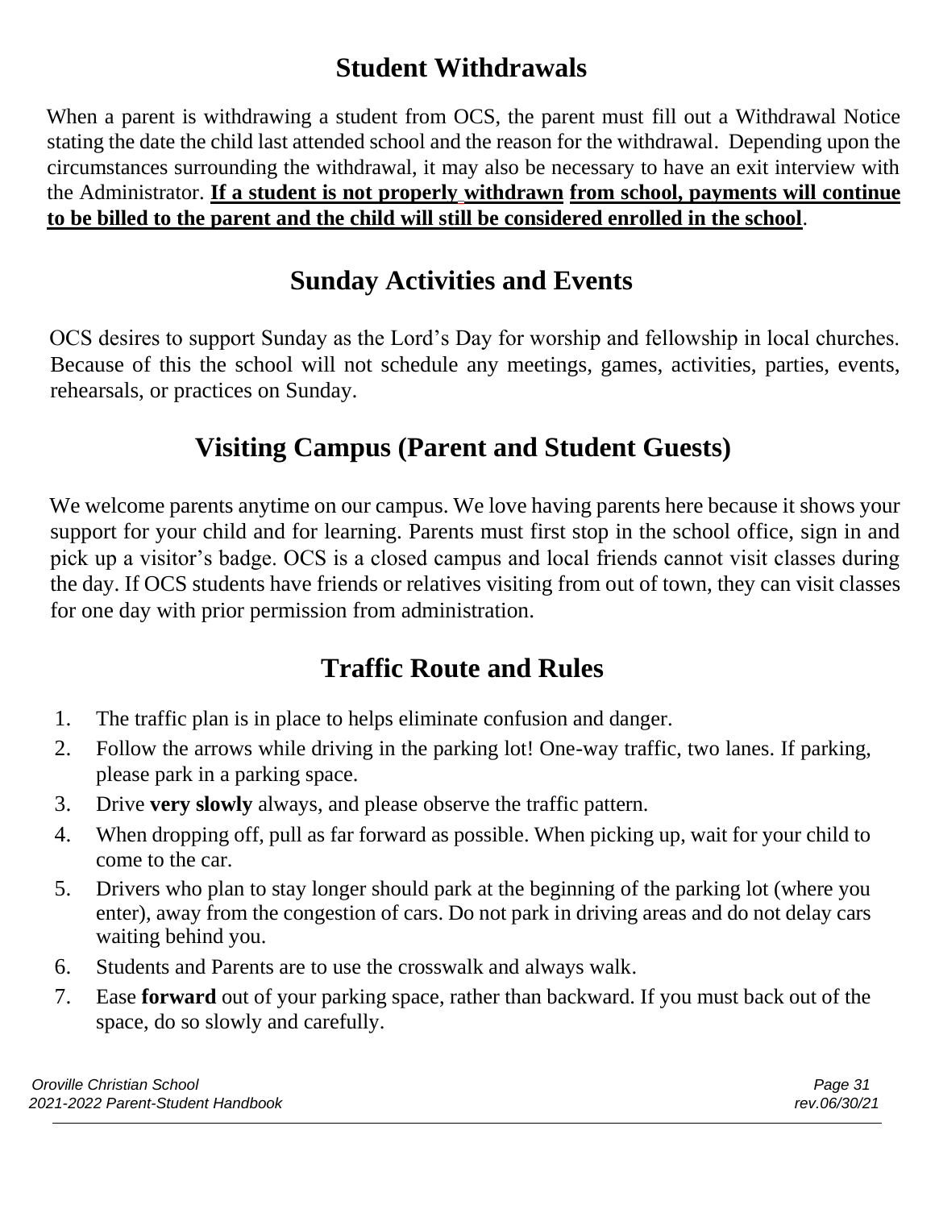## Student Withdrawals

When a parent is withdrawing a student from OCS, the parent must fill out a Withdrawal Notice stating the date the child last attended school and the reason for the withdrawal. Depending upon the circumstances surrounding the withdrawal, it may also be necessary to have an exit interview with the Administrator. **If a student is not properly withdrawn from school, payments will continue to be billed to the parent and the child will still be considered enrolled in the school**.

## Sunday Activities and Events

OCS desires to support Sunday as the Lord's Day for worship and fellowship in local churches. Because of this the school will not schedule any meetings, games, activities, parties, events, rehearsals, or practices on Sunday.

## Visiting Campus (Parent and Student Guests)

We welcome parents anytime on our campus. We love having parents here because it shows your support for your child and for learning. Parents must first stop in the school office, sign in and pick up a visitor's badge. OCS is a closed campus and local friends cannot visit classes during the day. If OCS students have friends or relatives visiting from out of town, they can visit classes for one day with prior permission from administration.

## Traffic Route and Rules

1. The traffic plan is in place to helps eliminate confusion and danger.
2. Follow the arrows while driving in the parking lot! One-way traffic, two lanes. If parking, please park in a parking space.
3. Drive **very slowly** always, and please observe the traffic pattern.
4. When dropping off, pull as far forward as possible. When picking up, wait for your child to come to the car.
5. Drivers who plan to stay longer should park at the beginning of the parking lot (where you enter), away from the congestion of cars. Do not park in driving areas and do not delay cars waiting behind you.
6. Students and Parents are to use the crosswalk and always walk.
7. Ease **forward** out of your parking space, rather than backward. If you must back out of the space, do so slowly and carefully.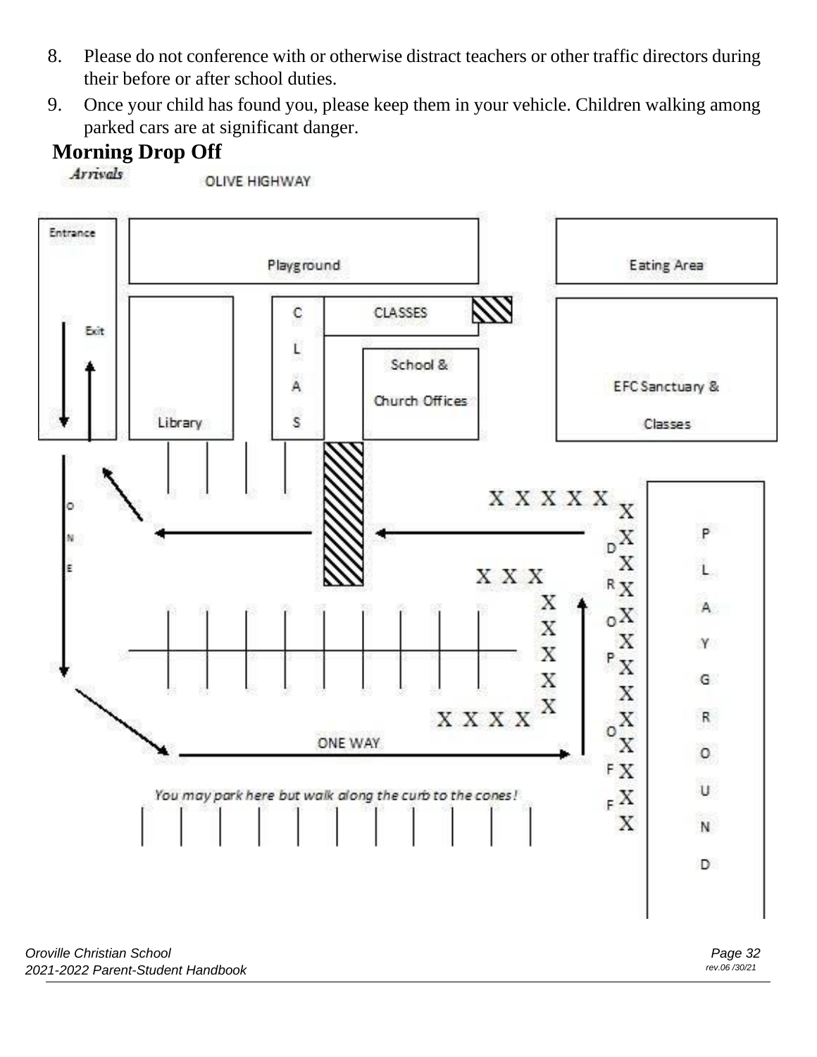8. Please do not conference with or otherwise distract teachers or other traffic directors during their before or after school duties.
9. Once your child has found you, please keep them in your vehicle. Children walking among parked cars are at significant danger.

## Morning Drop Off

*Arrivals*

OLIVE HIGHWAY

Entrance

Exit

Playground

Eating Area

CLASSES

CLAS

School & Church Offices

EFC Sanctuary & Classes

Library

ONE

DROP OFF

PLAYGROUND

ONE WAY

*You may park here but walk along the curb to the cones!*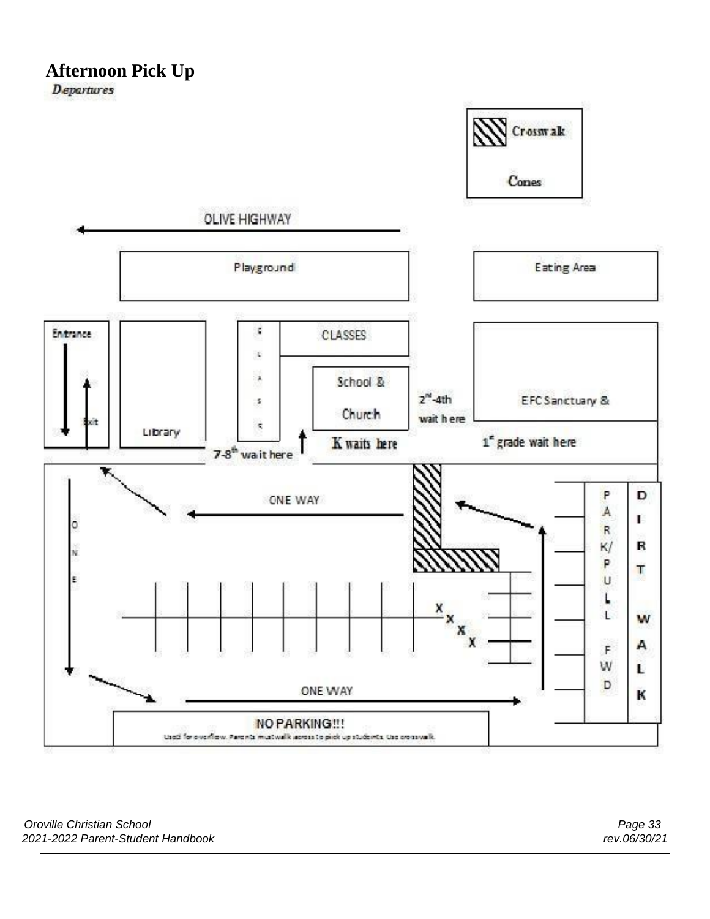# Afternoon Pick Up

*Departures*

Crosswalk

Cones

OLIVE HIGHWAY

Playground

Eating Area

Entrance

Exit

Library

CLASSES

School & Church

2nd-4th wait here

EFC Sanctuary &

1st grade wait here

K waits here

7-8th wait here

ONE WAY

ONE WAY

ONE WAY

PARK/PULL FWD

DIRT WALK

NO PARKING!!!

Used for overflow. Parents must walk across to pick up students. Use crosswalk.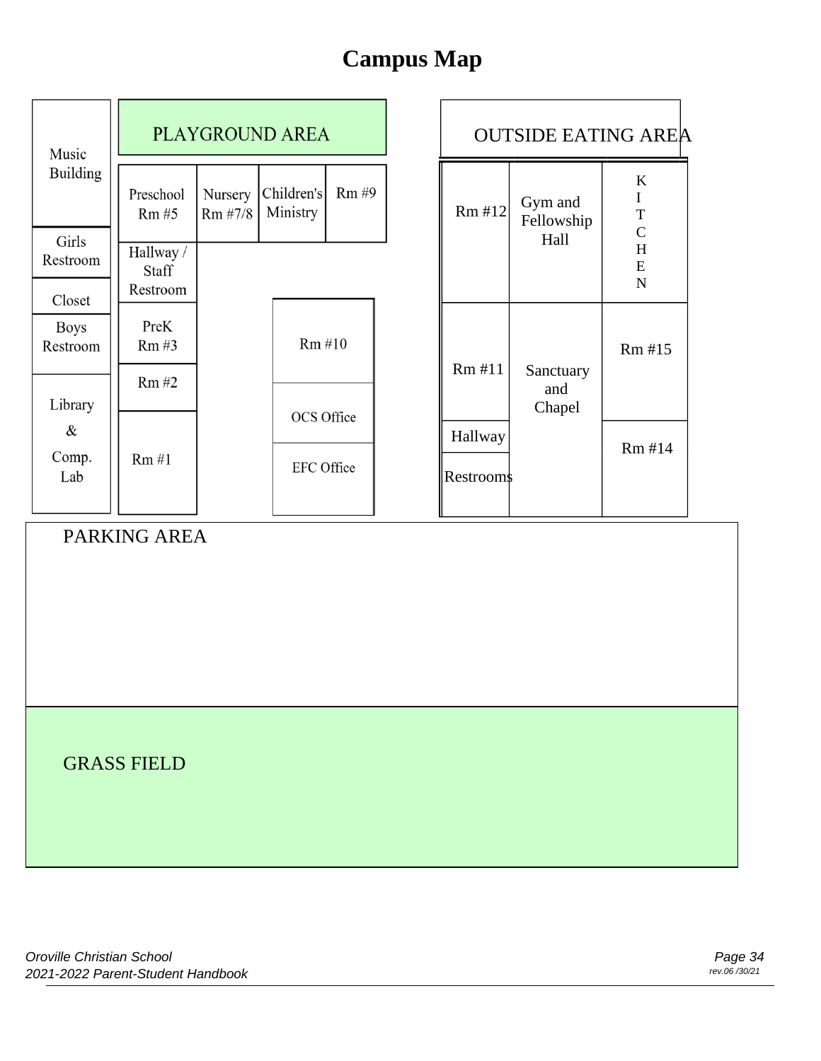# Campus Map

Music Building

Girls Restroom

Closet

Boys Restroom

Library & Comp. Lab

PLAYGROUND AREA

Preschool Rm #5

Nursery Rm #7/8

Children's Ministry

Rm #9

Hallway / Staff Restroom

PreK Rm #3

Rm #2

Rm #1

Rm #10

OCS Office

EFC Office

OUTSIDE EATING AREA

Rm #12

Gym and Fellowship Hall

KITCHEN

Rm #11

Sanctuary and Chapel

Rm #15

Hallway

Restrooms

Rm #14

PARKING AREA

GRASS FIELD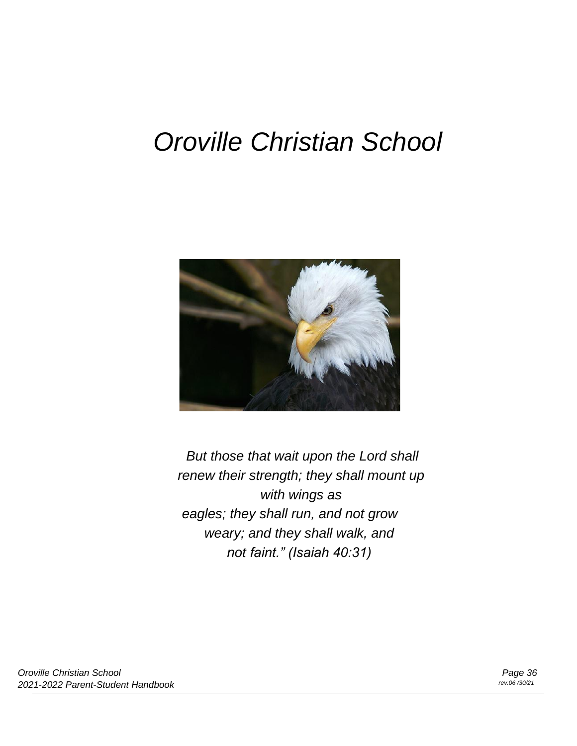*Oroville Christian School*

*But those that wait upon the Lord shall renew their strength; they shall mount up with wings as eagles; they shall run, and not grow weary; and they shall walk, and not faint." (Isaiah 40:31)*